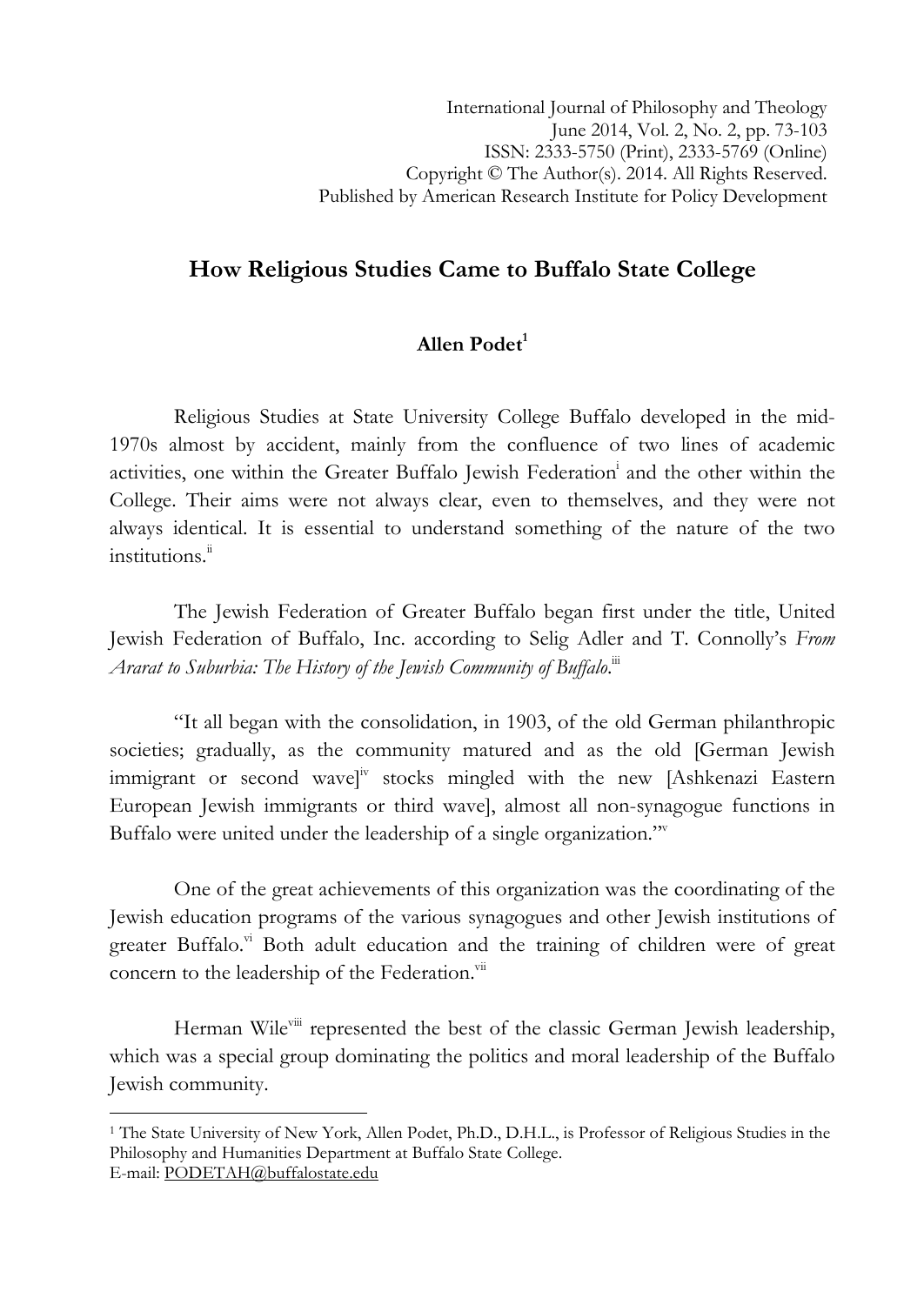International Journal of Philosophy and Theology
June 2014, Vol. 2, No. 2, pp. 73-103
ISSN: 2333-5750 (Print), 2333-5769 (Online)
Copyright © The Author(s). 2014. All Rights Reserved.
Published by American Research Institute for Policy Development

# How Religious Studies Came to Buffalo State College

**Allen Podet[1]**

Religious Studies at State University College Buffalo developed in the mid-1970s almost by accident, mainly from the confluence of two lines of academic activities, one within the Greater Buffalo Jewish Federation[i] and the other within the College. Their aims were not always clear, even to themselves, and they were not always identical. It is essential to understand something of the nature of the two institutions.[ii]

The Jewish Federation of Greater Buffalo began first under the title, United Jewish Federation of Buffalo, Inc. according to Selig Adler and T. Connolly's *From Ararat to Suburbia: The History of the Jewish Community of Buffalo*.[iii]

"It all began with the consolidation, in 1903, of the old German philanthropic societies; gradually, as the community matured and as the old [German Jewish immigrant or second wave][iv] stocks mingled with the new [Ashkenazi Eastern European Jewish immigrants or third wave], almost all non-synagogue functions in Buffalo were united under the leadership of a single organization."[v]

One of the great achievements of this organization was the coordinating of the Jewish education programs of the various synagogues and other Jewish institutions of greater Buffalo.[vi] Both adult education and the training of children were of great concern to the leadership of the Federation.[vii]

Herman Wile[viii] represented the best of the classic German Jewish leadership, which was a special group dominating the politics and moral leadership of the Buffalo Jewish community.

---

[1] The State University of New York, Allen Podet, Ph.D., D.H.L., is Professor of Religious Studies in the Philosophy and Humanities Department at Buffalo State College.
E-mail: PODETAH@buffalostate.edu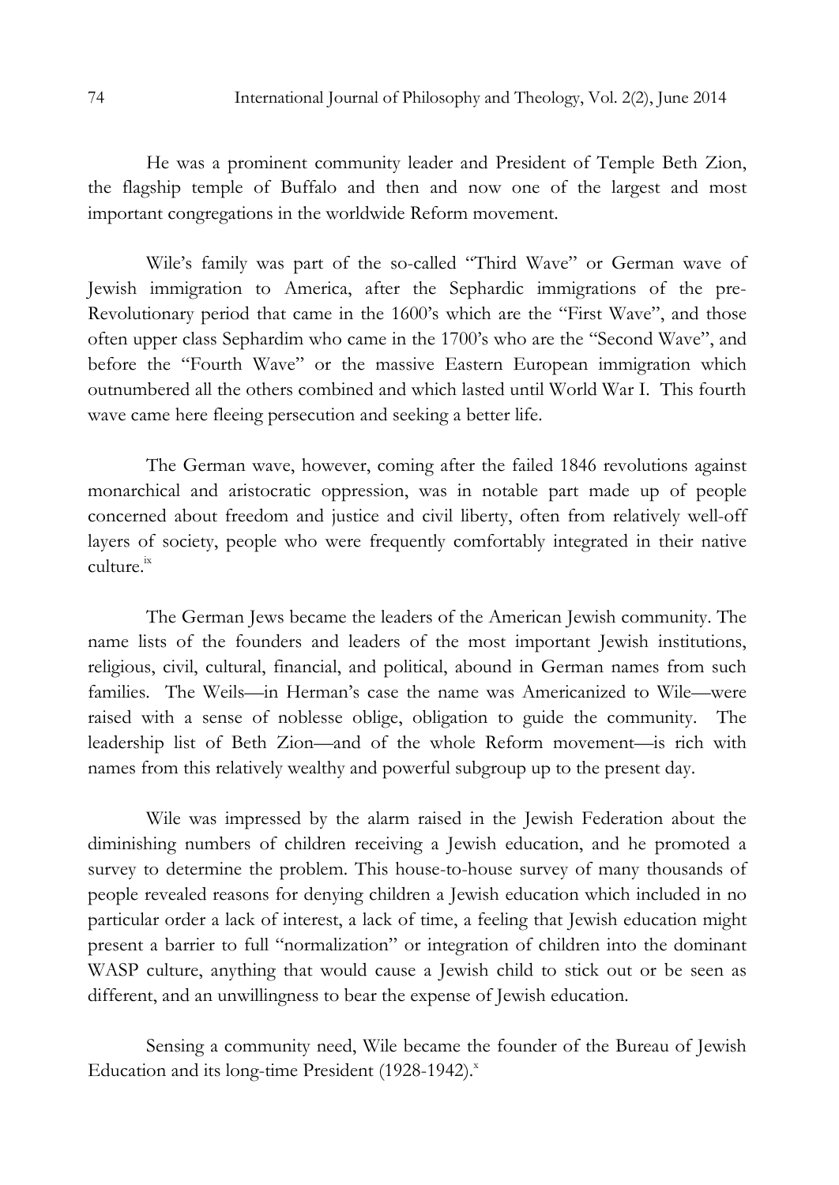He was a prominent community leader and President of Temple Beth Zion, the flagship temple of Buffalo and then and now one of the largest and most important congregations in the worldwide Reform movement.

Wile's family was part of the so-called "Third Wave" or German wave of Jewish immigration to America, after the Sephardic immigrations of the pre-Revolutionary period that came in the 1600's which are the "First Wave", and those often upper class Sephardim who came in the 1700's who are the "Second Wave", and before the "Fourth Wave" or the massive Eastern European immigration which outnumbered all the others combined and which lasted until World War I. This fourth wave came here fleeing persecution and seeking a better life.

The German wave, however, coming after the failed 1846 revolutions against monarchical and aristocratic oppression, was in notable part made up of people concerned about freedom and justice and civil liberty, often from relatively well-off layers of society, people who were frequently comfortably integrated in their native culture.[ix]

The German Jews became the leaders of the American Jewish community. The name lists of the founders and leaders of the most important Jewish institutions, religious, civil, cultural, financial, and political, abound in German names from such families. The Weils—in Herman's case the name was Americanized to Wile—were raised with a sense of noblesse oblige, obligation to guide the community. The leadership list of Beth Zion—and of the whole Reform movement—is rich with names from this relatively wealthy and powerful subgroup up to the present day.

Wile was impressed by the alarm raised in the Jewish Federation about the diminishing numbers of children receiving a Jewish education, and he promoted a survey to determine the problem. This house-to-house survey of many thousands of people revealed reasons for denying children a Jewish education which included in no particular order a lack of interest, a lack of time, a feeling that Jewish education might present a barrier to full "normalization" or integration of children into the dominant WASP culture, anything that would cause a Jewish child to stick out or be seen as different, and an unwillingness to bear the expense of Jewish education.

Sensing a community need, Wile became the founder of the Bureau of Jewish Education and its long-time President (1928-1942).[x]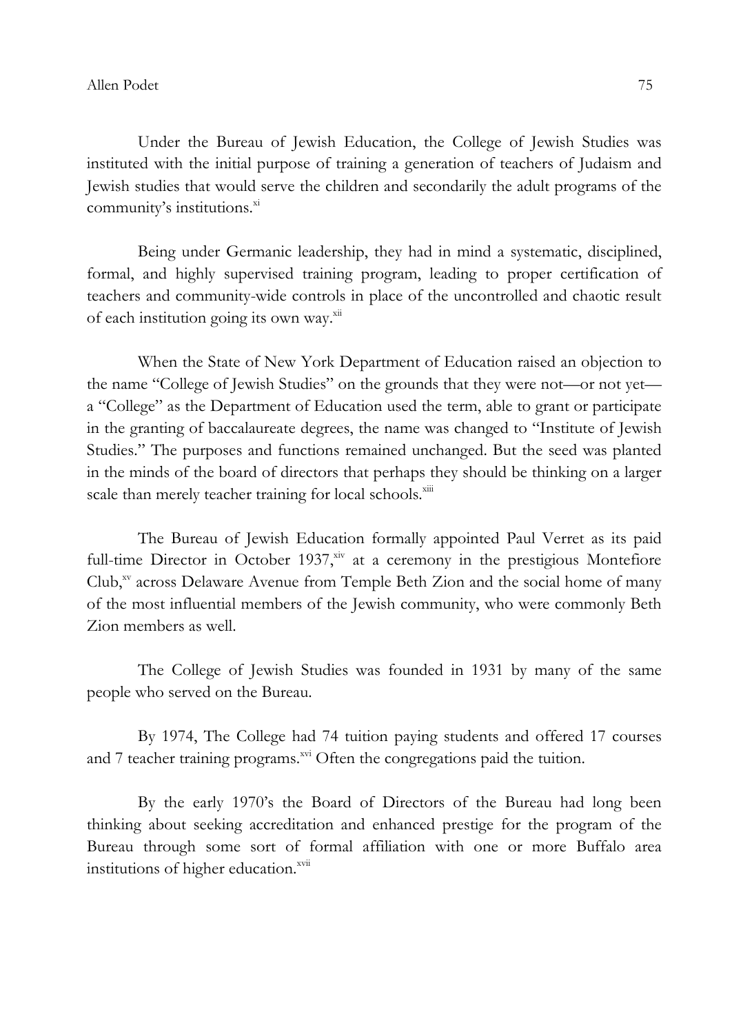Under the Bureau of Jewish Education, the College of Jewish Studies was instituted with the initial purpose of training a generation of teachers of Judaism and Jewish studies that would serve the children and secondarily the adult programs of the community's institutions.[xi]

Being under Germanic leadership, they had in mind a systematic, disciplined, formal, and highly supervised training program, leading to proper certification of teachers and community-wide controls in place of the uncontrolled and chaotic result of each institution going its own way.[xii]

When the State of New York Department of Education raised an objection to the name "College of Jewish Studies" on the grounds that they were not—or not yet—a "College" as the Department of Education used the term, able to grant or participate in the granting of baccalaureate degrees, the name was changed to "Institute of Jewish Studies." The purposes and functions remained unchanged. But the seed was planted in the minds of the board of directors that perhaps they should be thinking on a larger scale than merely teacher training for local schools.[xiii]

The Bureau of Jewish Education formally appointed Paul Verret as its paid full-time Director in October 1937,[xiv] at a ceremony in the prestigious Montefiore Club,[xv] across Delaware Avenue from Temple Beth Zion and the social home of many of the most influential members of the Jewish community, who were commonly Beth Zion members as well.

The College of Jewish Studies was founded in 1931 by many of the same people who served on the Bureau.

By 1974, The College had 74 tuition paying students and offered 17 courses and 7 teacher training programs.[xvi] Often the congregations paid the tuition.

By the early 1970's the Board of Directors of the Bureau had long been thinking about seeking accreditation and enhanced prestige for the program of the Bureau through some sort of formal affiliation with one or more Buffalo area institutions of higher education.[xvii]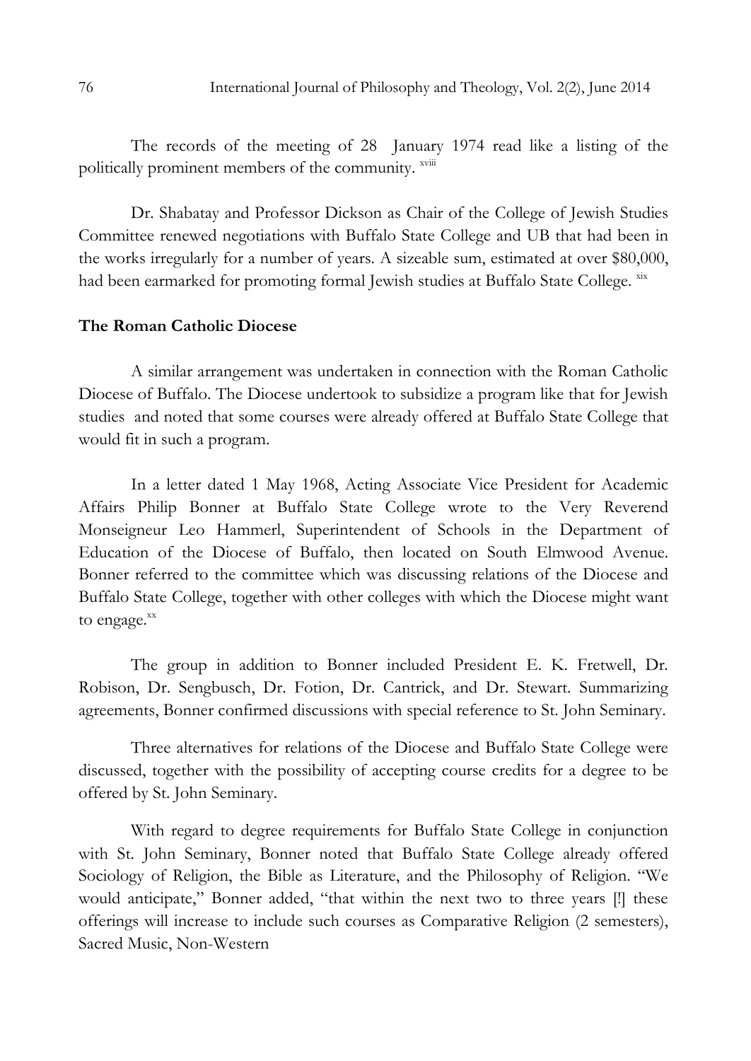The records of the meeting of 28 January 1974 read like a listing of the politically prominent members of the community. [xviii]

Dr. Shabatay and Professor Dickson as Chair of the College of Jewish Studies Committee renewed negotiations with Buffalo State College and UB that had been in the works irregularly for a number of years. A sizeable sum, estimated at over $80,000, had been earmarked for promoting formal Jewish studies at Buffalo State College. [xix]

## The Roman Catholic Diocese

A similar arrangement was undertaken in connection with the Roman Catholic Diocese of Buffalo. The Diocese undertook to subsidize a program like that for Jewish studies and noted that some courses were already offered at Buffalo State College that would fit in such a program.

In a letter dated 1 May 1968, Acting Associate Vice President for Academic Affairs Philip Bonner at Buffalo State College wrote to the Very Reverend Monseigneur Leo Hammerl, Superintendent of Schools in the Department of Education of the Diocese of Buffalo, then located on South Elmwood Avenue. Bonner referred to the committee which was discussing relations of the Diocese and Buffalo State College, together with other colleges with which the Diocese might want to engage.[xx]

The group in addition to Bonner included President E. K. Fretwell, Dr. Robison, Dr. Sengbusch, Dr. Fotion, Dr. Cantrick, and Dr. Stewart. Summarizing agreements, Bonner confirmed discussions with special reference to St. John Seminary.

Three alternatives for relations of the Diocese and Buffalo State College were discussed, together with the possibility of accepting course credits for a degree to be offered by St. John Seminary.

With regard to degree requirements for Buffalo State College in conjunction with St. John Seminary, Bonner noted that Buffalo State College already offered Sociology of Religion, the Bible as Literature, and the Philosophy of Religion. "We would anticipate," Bonner added, "that within the next two to three years [!] these offerings will increase to include such courses as Comparative Religion (2 semesters), Sacred Music, Non-Western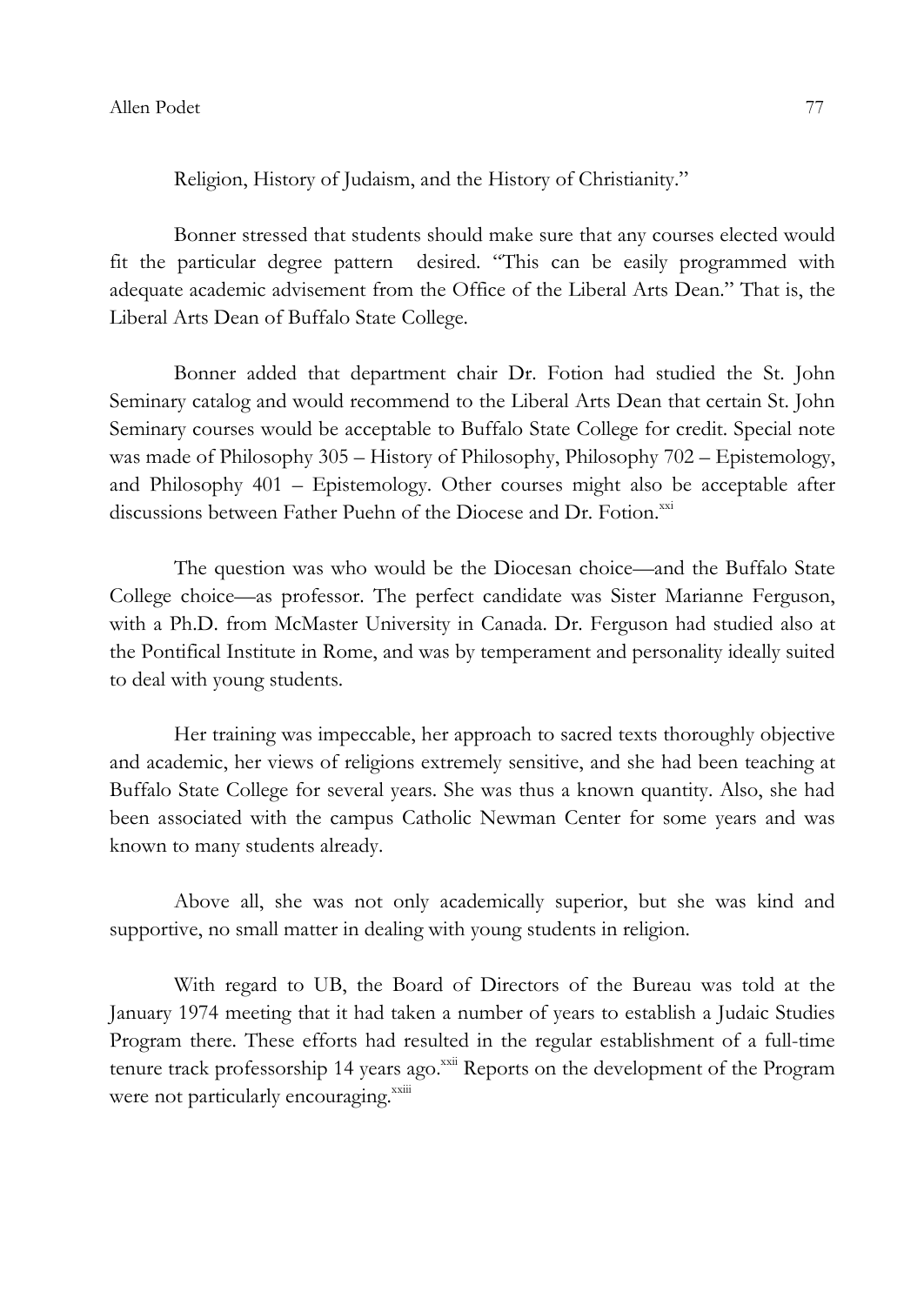Religion, History of Judaism, and the History of Christianity."

Bonner stressed that students should make sure that any courses elected would fit the particular degree pattern desired. "This can be easily programmed with adequate academic advisement from the Office of the Liberal Arts Dean." That is, the Liberal Arts Dean of Buffalo State College.

Bonner added that department chair Dr. Fotion had studied the St. John Seminary catalog and would recommend to the Liberal Arts Dean that certain St. John Seminary courses would be acceptable to Buffalo State College for credit. Special note was made of Philosophy 305 – History of Philosophy, Philosophy 702 – Epistemology, and Philosophy 401 – Epistemology. Other courses might also be acceptable after discussions between Father Puehn of the Diocese and Dr. Fotion.[xxi]

The question was who would be the Diocesan choice—and the Buffalo State College choice—as professor. The perfect candidate was Sister Marianne Ferguson, with a Ph.D. from McMaster University in Canada. Dr. Ferguson had studied also at the Pontifical Institute in Rome, and was by temperament and personality ideally suited to deal with young students.

Her training was impeccable, her approach to sacred texts thoroughly objective and academic, her views of religions extremely sensitive, and she had been teaching at Buffalo State College for several years. She was thus a known quantity. Also, she had been associated with the campus Catholic Newman Center for some years and was known to many students already.

Above all, she was not only academically superior, but she was kind and supportive, no small matter in dealing with young students in religion.

With regard to UB, the Board of Directors of the Bureau was told at the January 1974 meeting that it had taken a number of years to establish a Judaic Studies Program there. These efforts had resulted in the regular establishment of a full-time tenure track professorship 14 years ago.[xxii] Reports on the development of the Program were not particularly encouraging.[xxiii]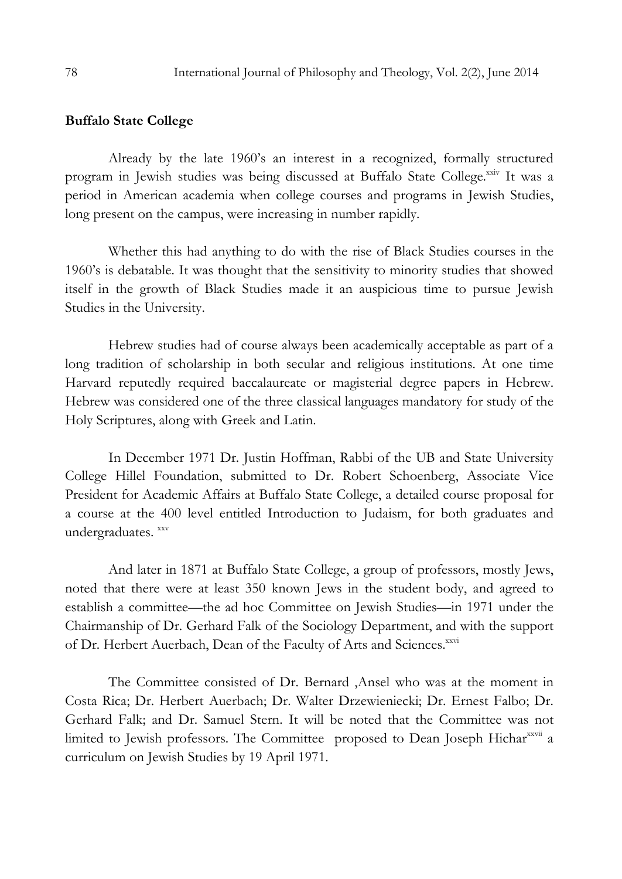**Buffalo State College**

Already by the late 1960's an interest in a recognized, formally structured program in Jewish studies was being discussed at Buffalo State College.[xxiv] It was a period in American academia when college courses and programs in Jewish Studies, long present on the campus, were increasing in number rapidly.

Whether this had anything to do with the rise of Black Studies courses in the 1960's is debatable. It was thought that the sensitivity to minority studies that showed itself in the growth of Black Studies made it an auspicious time to pursue Jewish Studies in the University.

Hebrew studies had of course always been academically acceptable as part of a long tradition of scholarship in both secular and religious institutions. At one time Harvard reputedly required baccalaureate or magisterial degree papers in Hebrew. Hebrew was considered one of the three classical languages mandatory for study of the Holy Scriptures, along with Greek and Latin.

In December 1971 Dr. Justin Hoffman, Rabbi of the UB and State University College Hillel Foundation, submitted to Dr. Robert Schoenberg, Associate Vice President for Academic Affairs at Buffalo State College, a detailed course proposal for a course at the 400 level entitled Introduction to Judaism, for both graduates and undergraduates. [xxv]

And later in 1871 at Buffalo State College, a group of professors, mostly Jews, noted that there were at least 350 known Jews in the student body, and agreed to establish a committee—the ad hoc Committee on Jewish Studies—in 1971 under the Chairmanship of Dr. Gerhard Falk of the Sociology Department, and with the support of Dr. Herbert Auerbach, Dean of the Faculty of Arts and Sciences.[xxvi]

The Committee consisted of Dr. Bernard ,Ansel who was at the moment in Costa Rica; Dr. Herbert Auerbach; Dr. Walter Drzewieniecki; Dr. Ernest Falbo; Dr. Gerhard Falk; and Dr. Samuel Stern. It will be noted that the Committee was not limited to Jewish professors. The Committee proposed to Dean Joseph Hichar[xxvii] a curriculum on Jewish Studies by 19 April 1971.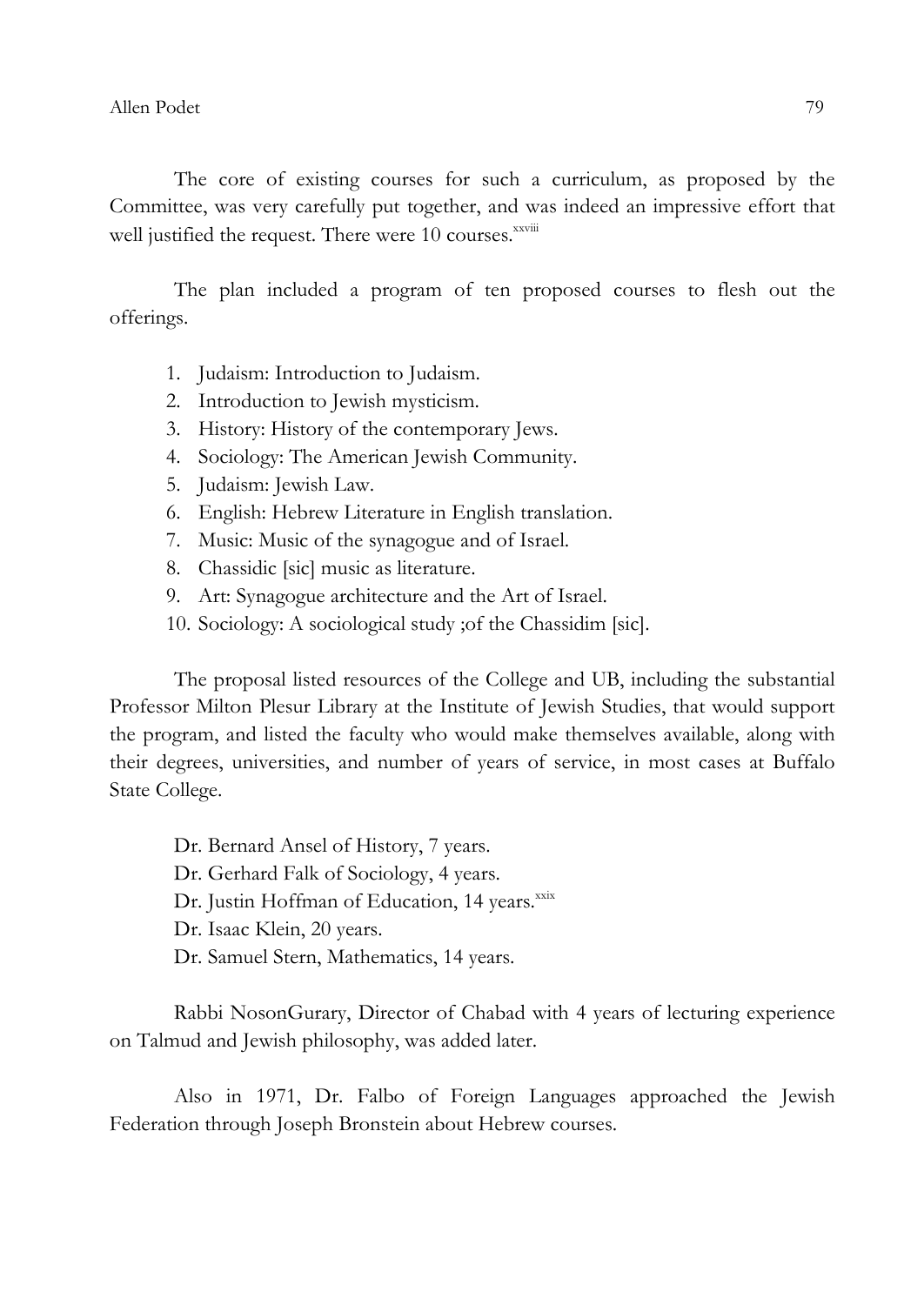The core of existing courses for such a curriculum, as proposed by the Committee, was very carefully put together, and was indeed an impressive effort that well justified the request. There were 10 courses.[xxviii]

The plan included a program of ten proposed courses to flesh out the offerings.

1. Judaism: Introduction to Judaism.
2. Introduction to Jewish mysticism.
3. History: History of the contemporary Jews.
4. Sociology: The American Jewish Community.
5. Judaism: Jewish Law.
6. English: Hebrew Literature in English translation.
7. Music: Music of the synagogue and of Israel.
8. Chassidic [sic] music as literature.
9. Art: Synagogue architecture and the Art of Israel.
10. Sociology: A sociological study ;of the Chassidim [sic].

The proposal listed resources of the College and UB, including the substantial Professor Milton Plesur Library at the Institute of Jewish Studies, that would support the program, and listed the faculty who would make themselves available, along with their degrees, universities, and number of years of service, in most cases at Buffalo State College.

Dr. Bernard Ansel of History, 7 years.
Dr. Gerhard Falk of Sociology, 4 years.
Dr. Justin Hoffman of Education, 14 years.[xxix]
Dr. Isaac Klein, 20 years.
Dr. Samuel Stern, Mathematics, 14 years.

Rabbi NosonGurary, Director of Chabad with 4 years of lecturing experience on Talmud and Jewish philosophy, was added later.

Also in 1971, Dr. Falbo of Foreign Languages approached the Jewish Federation through Joseph Bronstein about Hebrew courses.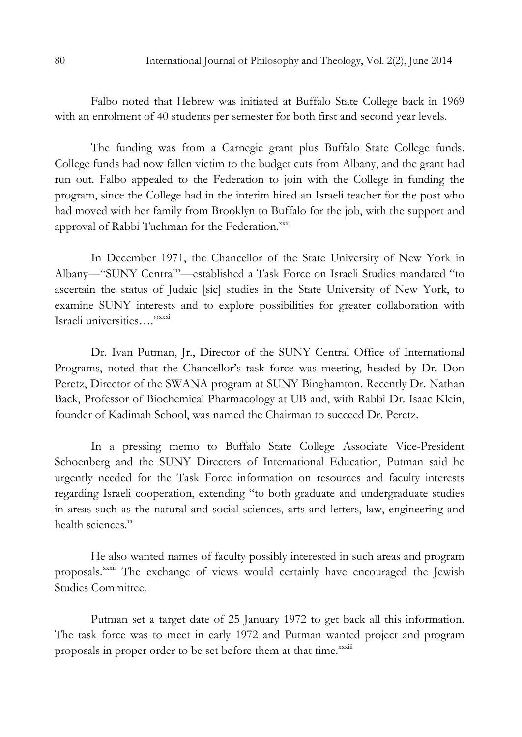Falbo noted that Hebrew was initiated at Buffalo State College back in 1969 with an enrolment of 40 students per semester for both first and second year levels.

The funding was from a Carnegie grant plus Buffalo State College funds. College funds had now fallen victim to the budget cuts from Albany, and the grant had run out. Falbo appealed to the Federation to join with the College in funding the program, since the College had in the interim hired an Israeli teacher for the post who had moved with her family from Brooklyn to Buffalo for the job, with the support and approval of Rabbi Tuchman for the Federation.[xxx]

In December 1971, the Chancellor of the State University of New York in Albany—"SUNY Central"—established a Task Force on Israeli Studies mandated "to ascertain the status of Judaic [sic] studies in the State University of New York, to examine SUNY interests and to explore possibilities for greater collaboration with Israeli universities…."[xxxi]

Dr. Ivan Putman, Jr., Director of the SUNY Central Office of International Programs, noted that the Chancellor's task force was meeting, headed by Dr. Don Peretz, Director of the SWANA program at SUNY Binghamton. Recently Dr. Nathan Back, Professor of Biochemical Pharmacology at UB and, with Rabbi Dr. Isaac Klein, founder of Kadimah School, was named the Chairman to succeed Dr. Peretz.

In a pressing memo to Buffalo State College Associate Vice-President Schoenberg and the SUNY Directors of International Education, Putman said he urgently needed for the Task Force information on resources and faculty interests regarding Israeli cooperation, extending "to both graduate and undergraduate studies in areas such as the natural and social sciences, arts and letters, law, engineering and health sciences."

He also wanted names of faculty possibly interested in such areas and program proposals.[xxxii] The exchange of views would certainly have encouraged the Jewish Studies Committee.

Putman set a target date of 25 January 1972 to get back all this information. The task force was to meet in early 1972 and Putman wanted project and program proposals in proper order to be set before them at that time.[xxxiii]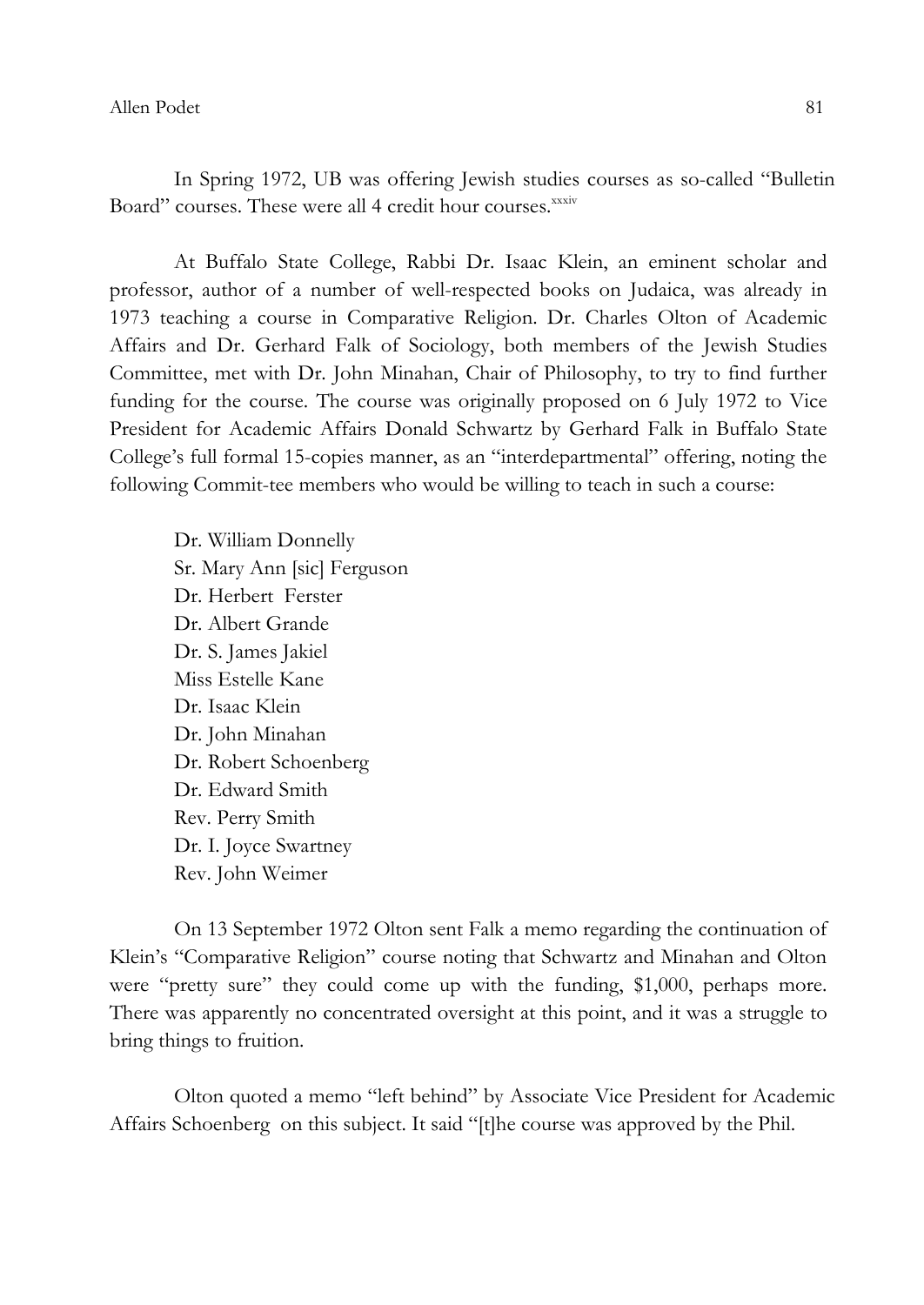In Spring 1972, UB was offering Jewish studies courses as so-called "Bulletin Board" courses. These were all 4 credit hour courses.[xxxiv]

At Buffalo State College, Rabbi Dr. Isaac Klein, an eminent scholar and professor, author of a number of well-respected books on Judaica, was already in 1973 teaching a course in Comparative Religion. Dr. Charles Olton of Academic Affairs and Dr. Gerhard Falk of Sociology, both members of the Jewish Studies Committee, met with Dr. John Minahan, Chair of Philosophy, to try to find further funding for the course. The course was originally proposed on 6 July 1972 to Vice President for Academic Affairs Donald Schwartz by Gerhard Falk in Buffalo State College's full formal 15-copies manner, as an "interdepartmental" offering, noting the following Commit-tee members who would be willing to teach in such a course:

Dr. William Donnelly
Sr. Mary Ann [sic] Ferguson
Dr. Herbert Ferster
Dr. Albert Grande
Dr. S. James Jakiel
Miss Estelle Kane
Dr. Isaac Klein
Dr. John Minahan
Dr. Robert Schoenberg
Dr. Edward Smith
Rev. Perry Smith
Dr. I. Joyce Swartney
Rev. John Weimer

On 13 September 1972 Olton sent Falk a memo regarding the continuation of Klein's "Comparative Religion" course noting that Schwartz and Minahan and Olton were "pretty sure" they could come up with the funding, $1,000, perhaps more. There was apparently no concentrated oversight at this point, and it was a struggle to bring things to fruition.

Olton quoted a memo "left behind" by Associate Vice President for Academic Affairs Schoenberg on this subject. It said "[t]he course was approved by the Phil.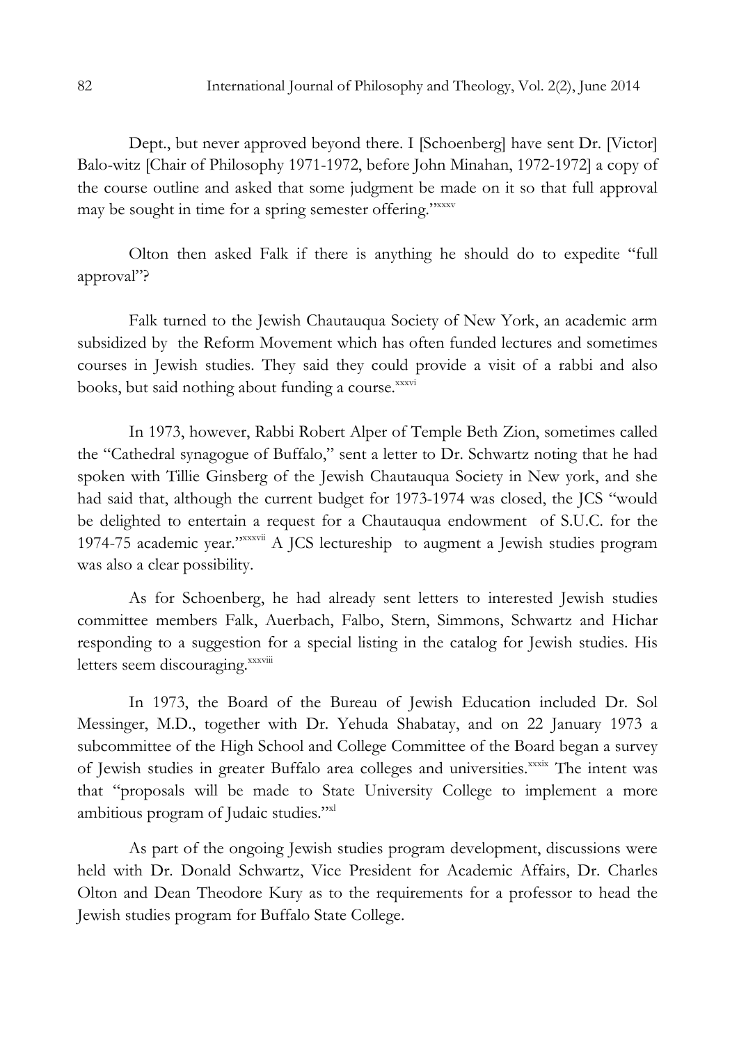Dept., but never approved beyond there. I [Schoenberg] have sent Dr. [Victor] Balo-witz [Chair of Philosophy 1971-1972, before John Minahan, 1972-1972] a copy of the course outline and asked that some judgment be made on it so that full approval may be sought in time for a spring semester offering."[xxxv]

Olton then asked Falk if there is anything he should do to expedite "full approval"?

Falk turned to the Jewish Chautauqua Society of New York, an academic arm subsidized by the Reform Movement which has often funded lectures and sometimes courses in Jewish studies. They said they could provide a visit of a rabbi and also books, but said nothing about funding a course.[xxxvi]

In 1973, however, Rabbi Robert Alper of Temple Beth Zion, sometimes called the "Cathedral synagogue of Buffalo," sent a letter to Dr. Schwartz noting that he had spoken with Tillie Ginsberg of the Jewish Chautauqua Society in New york, and she had said that, although the current budget for 1973-1974 was closed, the JCS "would be delighted to entertain a request for a Chautauqua endowment of S.U.C. for the 1974-75 academic year."[xxxvii] A JCS lectureship to augment a Jewish studies program was also a clear possibility.

As for Schoenberg, he had already sent letters to interested Jewish studies committee members Falk, Auerbach, Falbo, Stern, Simmons, Schwartz and Hichar responding to a suggestion for a special listing in the catalog for Jewish studies. His letters seem discouraging.[xxxviii]

In 1973, the Board of the Bureau of Jewish Education included Dr. Sol Messinger, M.D., together with Dr. Yehuda Shabatay, and on 22 January 1973 a subcommittee of the High School and College Committee of the Board began a survey of Jewish studies in greater Buffalo area colleges and universities.[xxxix] The intent was that "proposals will be made to State University College to implement a more ambitious program of Judaic studies."[xl]

As part of the ongoing Jewish studies program development, discussions were held with Dr. Donald Schwartz, Vice President for Academic Affairs, Dr. Charles Olton and Dean Theodore Kury as to the requirements for a professor to head the Jewish studies program for Buffalo State College.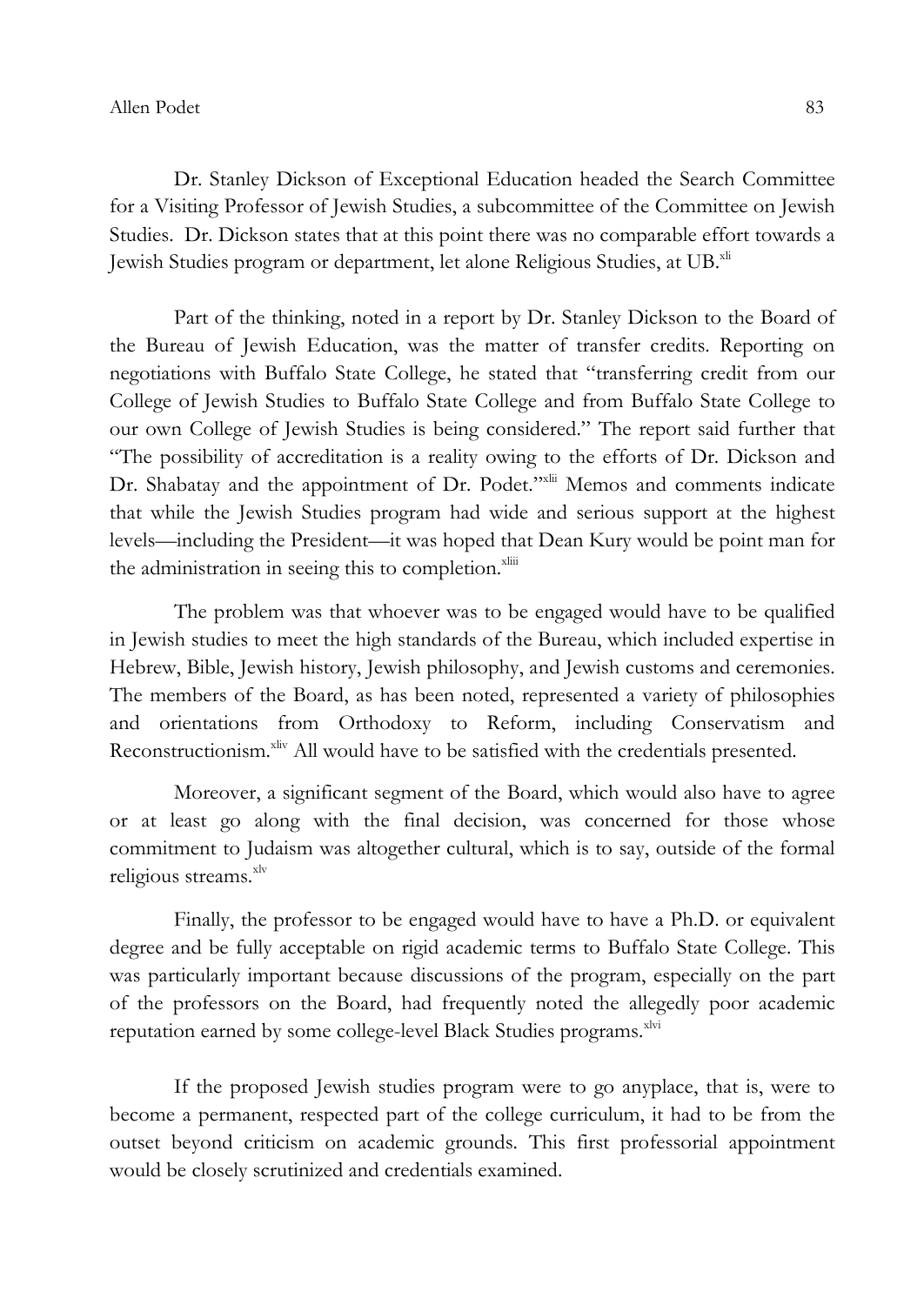Dr. Stanley Dickson of Exceptional Education headed the Search Committee for a Visiting Professor of Jewish Studies, a subcommittee of the Committee on Jewish Studies. Dr. Dickson states that at this point there was no comparable effort towards a Jewish Studies program or department, let alone Religious Studies, at UB.[xli]

Part of the thinking, noted in a report by Dr. Stanley Dickson to the Board of the Bureau of Jewish Education, was the matter of transfer credits. Reporting on negotiations with Buffalo State College, he stated that "transferring credit from our College of Jewish Studies to Buffalo State College and from Buffalo State College to our own College of Jewish Studies is being considered." The report said further that "The possibility of accreditation is a reality owing to the efforts of Dr. Dickson and Dr. Shabatay and the appointment of Dr. Podet."[xlii] Memos and comments indicate that while the Jewish Studies program had wide and serious support at the highest levels—including the President—it was hoped that Dean Kury would be point man for the administration in seeing this to completion.[xliii]

The problem was that whoever was to be engaged would have to be qualified in Jewish studies to meet the high standards of the Bureau, which included expertise in Hebrew, Bible, Jewish history, Jewish philosophy, and Jewish customs and ceremonies. The members of the Board, as has been noted, represented a variety of philosophies and orientations from Orthodoxy to Reform, including Conservatism and Reconstructionism.[xliv] All would have to be satisfied with the credentials presented.

Moreover, a significant segment of the Board, which would also have to agree or at least go along with the final decision, was concerned for those whose commitment to Judaism was altogether cultural, which is to say, outside of the formal religious streams.[xlv]

Finally, the professor to be engaged would have to have a Ph.D. or equivalent degree and be fully acceptable on rigid academic terms to Buffalo State College. This was particularly important because discussions of the program, especially on the part of the professors on the Board, had frequently noted the allegedly poor academic reputation earned by some college-level Black Studies programs.[xlvi]

If the proposed Jewish studies program were to go anyplace, that is, were to become a permanent, respected part of the college curriculum, it had to be from the outset beyond criticism on academic grounds. This first professorial appointment would be closely scrutinized and credentials examined.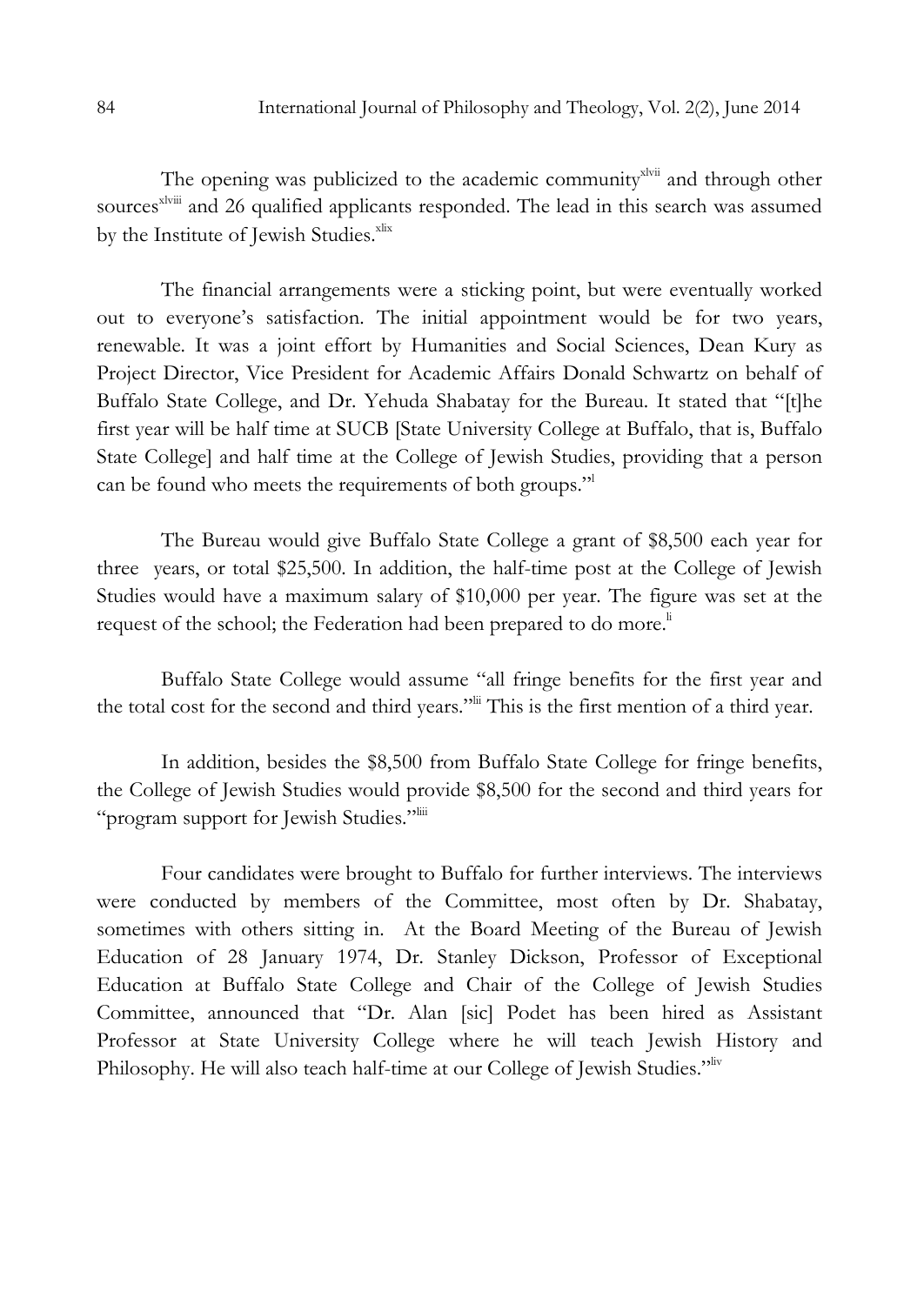The opening was publicized to the academic community[xlvii] and through other sources[xlviii] and 26 qualified applicants responded. The lead in this search was assumed by the Institute of Jewish Studies.[xlix]

The financial arrangements were a sticking point, but were eventually worked out to everyone's satisfaction. The initial appointment would be for two years, renewable. It was a joint effort by Humanities and Social Sciences, Dean Kury as Project Director, Vice President for Academic Affairs Donald Schwartz on behalf of Buffalo State College, and Dr. Yehuda Shabatay for the Bureau. It stated that "[t]he first year will be half time at SUCB [State University College at Buffalo, that is, Buffalo State College] and half time at the College of Jewish Studies, providing that a person can be found who meets the requirements of both groups."[l]

The Bureau would give Buffalo State College a grant of $8,500 each year for three years, or total $25,500. In addition, the half-time post at the College of Jewish Studies would have a maximum salary of $10,000 per year. The figure was set at the request of the school; the Federation had been prepared to do more.[li]

Buffalo State College would assume "all fringe benefits for the first year and the total cost for the second and third years."[lii] This is the first mention of a third year.

In addition, besides the $8,500 from Buffalo State College for fringe benefits, the College of Jewish Studies would provide $8,500 for the second and third years for "program support for Jewish Studies."[liii]

Four candidates were brought to Buffalo for further interviews. The interviews were conducted by members of the Committee, most often by Dr. Shabatay, sometimes with others sitting in. At the Board Meeting of the Bureau of Jewish Education of 28 January 1974, Dr. Stanley Dickson, Professor of Exceptional Education at Buffalo State College and Chair of the College of Jewish Studies Committee, announced that "Dr. Alan [sic] Podet has been hired as Assistant Professor at State University College where he will teach Jewish History and Philosophy. He will also teach half-time at our College of Jewish Studies."[liv]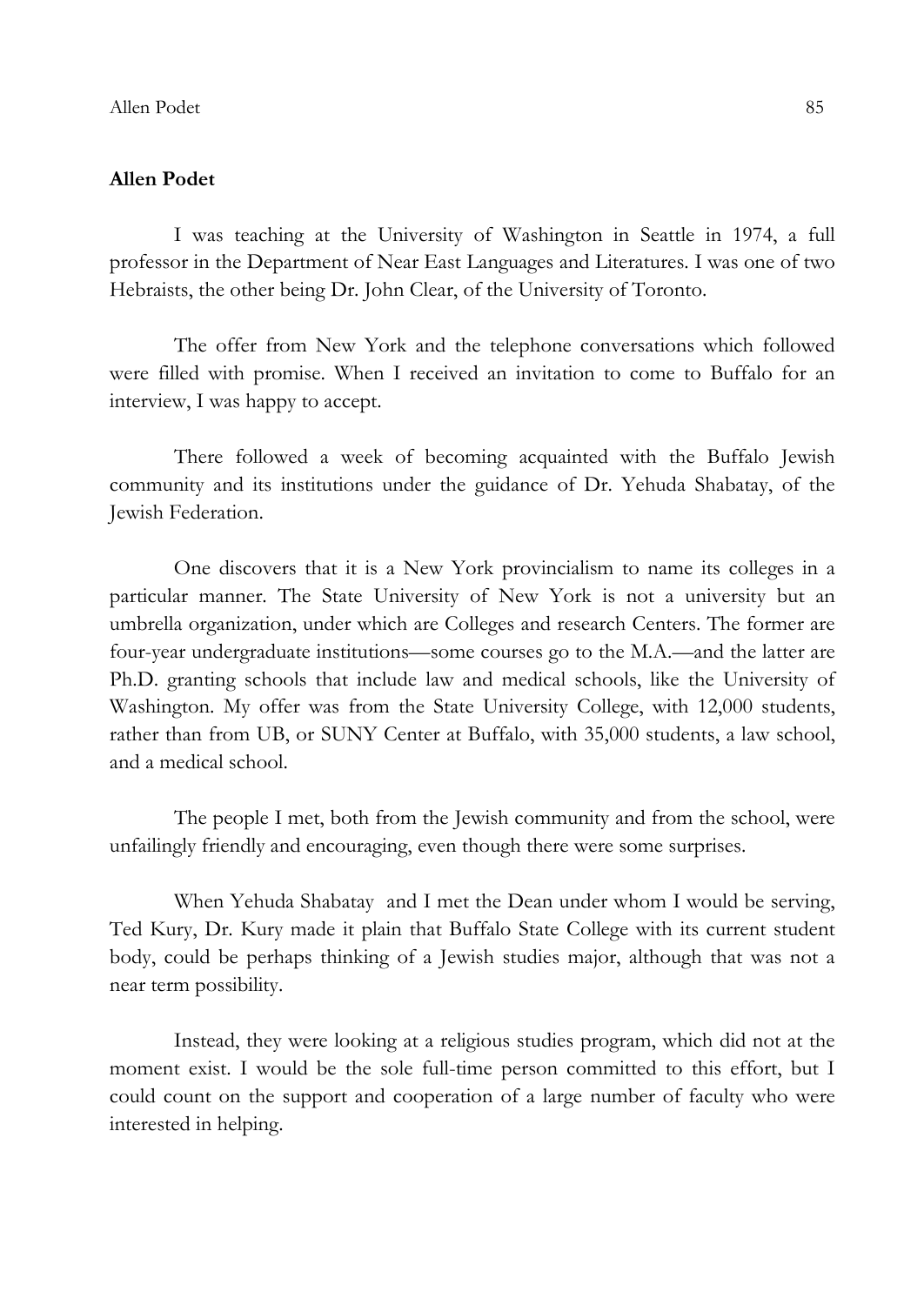## Allen Podet

I was teaching at the University of Washington in Seattle in 1974, a full professor in the Department of Near East Languages and Literatures. I was one of two Hebraists, the other being Dr. John Clear, of the University of Toronto.

The offer from New York and the telephone conversations which followed were filled with promise. When I received an invitation to come to Buffalo for an interview, I was happy to accept.

There followed a week of becoming acquainted with the Buffalo Jewish community and its institutions under the guidance of Dr. Yehuda Shabatay, of the Jewish Federation.

One discovers that it is a New York provincialism to name its colleges in a particular manner. The State University of New York is not a university but an umbrella organization, under which are Colleges and research Centers. The former are four-year undergraduate institutions—some courses go to the M.A.—and the latter are Ph.D. granting schools that include law and medical schools, like the University of Washington. My offer was from the State University College, with 12,000 students, rather than from UB, or SUNY Center at Buffalo, with 35,000 students, a law school, and a medical school.

The people I met, both from the Jewish community and from the school, were unfailingly friendly and encouraging, even though there were some surprises.

When Yehuda Shabatay and I met the Dean under whom I would be serving, Ted Kury, Dr. Kury made it plain that Buffalo State College with its current student body, could be perhaps thinking of a Jewish studies major, although that was not a near term possibility.

Instead, they were looking at a religious studies program, which did not at the moment exist. I would be the sole full-time person committed to this effort, but I could count on the support and cooperation of a large number of faculty who were interested in helping.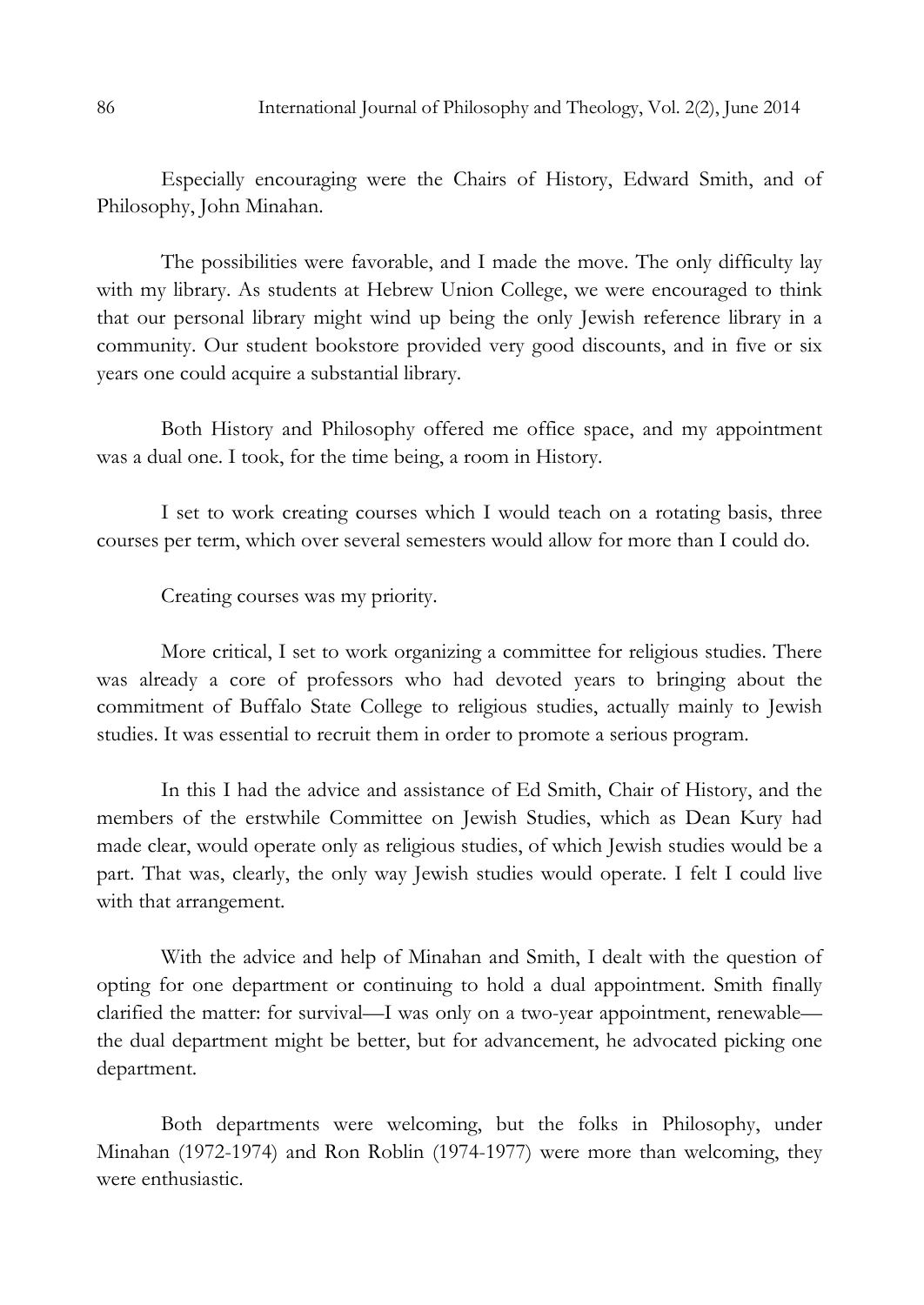Especially encouraging were the Chairs of History, Edward Smith, and of Philosophy, John Minahan.

The possibilities were favorable, and I made the move. The only difficulty lay with my library. As students at Hebrew Union College, we were encouraged to think that our personal library might wind up being the only Jewish reference library in a community. Our student bookstore provided very good discounts, and in five or six years one could acquire a substantial library.

Both History and Philosophy offered me office space, and my appointment was a dual one. I took, for the time being, a room in History.

I set to work creating courses which I would teach on a rotating basis, three courses per term, which over several semesters would allow for more than I could do.

Creating courses was my priority.

More critical, I set to work organizing a committee for religious studies. There was already a core of professors who had devoted years to bringing about the commitment of Buffalo State College to religious studies, actually mainly to Jewish studies. It was essential to recruit them in order to promote a serious program.

In this I had the advice and assistance of Ed Smith, Chair of History, and the members of the erstwhile Committee on Jewish Studies, which as Dean Kury had made clear, would operate only as religious studies, of which Jewish studies would be a part. That was, clearly, the only way Jewish studies would operate. I felt I could live with that arrangement.

With the advice and help of Minahan and Smith, I dealt with the question of opting for one department or continuing to hold a dual appointment. Smith finally clarified the matter: for survival—I was only on a two-year appointment, renewable—the dual department might be better, but for advancement, he advocated picking one department.

Both departments were welcoming, but the folks in Philosophy, under Minahan (1972-1974) and Ron Roblin (1974-1977) were more than welcoming, they were enthusiastic.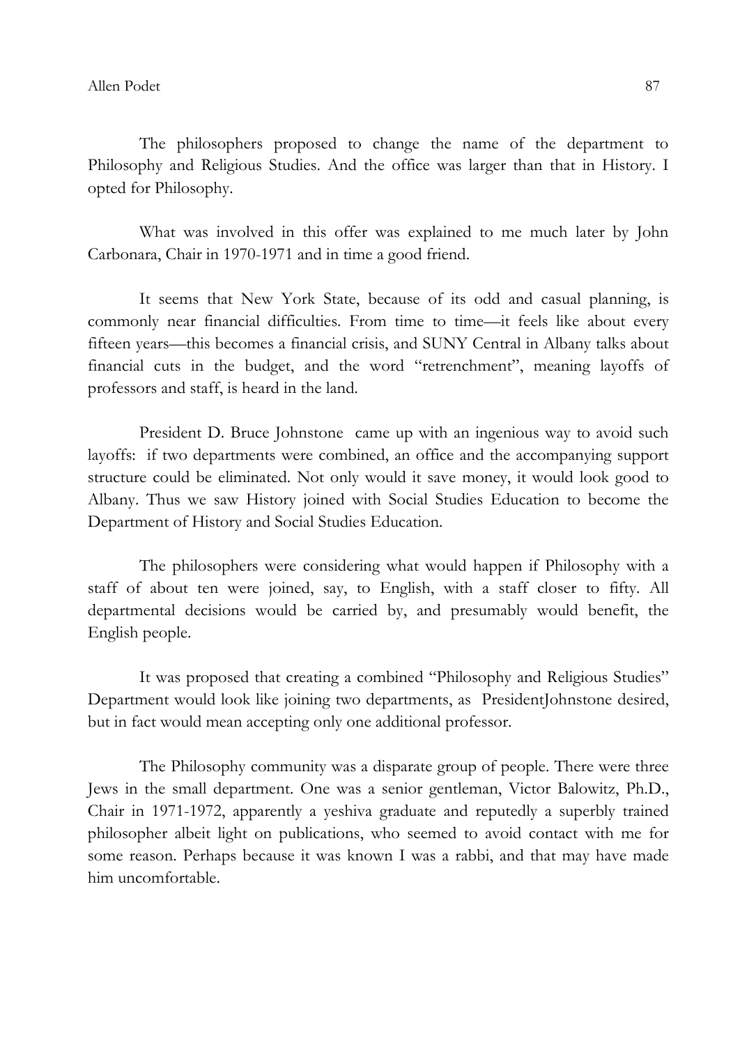The philosophers proposed to change the name of the department to Philosophy and Religious Studies. And the office was larger than that in History. I opted for Philosophy.

What was involved in this offer was explained to me much later by John Carbonara, Chair in 1970-1971 and in time a good friend.

It seems that New York State, because of its odd and casual planning, is commonly near financial difficulties. From time to time—it feels like about every fifteen years—this becomes a financial crisis, and SUNY Central in Albany talks about financial cuts in the budget, and the word "retrenchment", meaning layoffs of professors and staff, is heard in the land.

President D. Bruce Johnstone came up with an ingenious way to avoid such layoffs: if two departments were combined, an office and the accompanying support structure could be eliminated. Not only would it save money, it would look good to Albany. Thus we saw History joined with Social Studies Education to become the Department of History and Social Studies Education.

The philosophers were considering what would happen if Philosophy with a staff of about ten were joined, say, to English, with a staff closer to fifty. All departmental decisions would be carried by, and presumably would benefit, the English people.

It was proposed that creating a combined "Philosophy and Religious Studies" Department would look like joining two departments, as PresidentJohnstone desired, but in fact would mean accepting only one additional professor.

The Philosophy community was a disparate group of people. There were three Jews in the small department. One was a senior gentleman, Victor Balowitz, Ph.D., Chair in 1971-1972, apparently a yeshiva graduate and reputedly a superbly trained philosopher albeit light on publications, who seemed to avoid contact with me for some reason. Perhaps because it was known I was a rabbi, and that may have made him uncomfortable.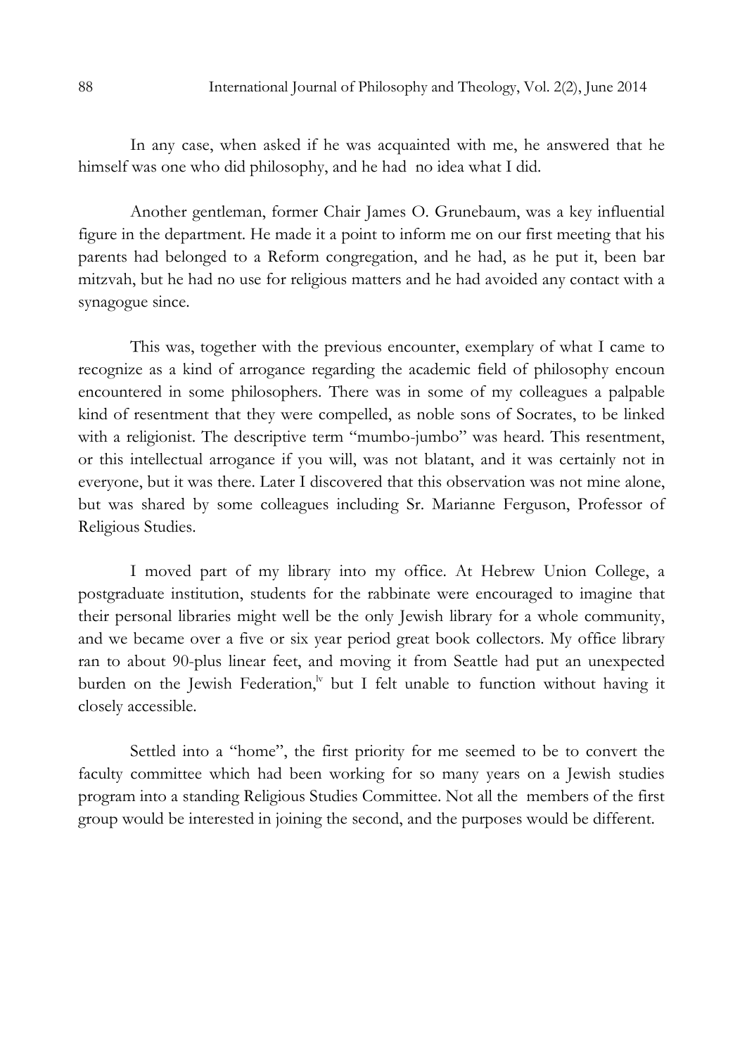In any case, when asked if he was acquainted with me, he answered that he himself was one who did philosophy, and he had no idea what I did.

Another gentleman, former Chair James O. Grunebaum, was a key influential figure in the department. He made it a point to inform me on our first meeting that his parents had belonged to a Reform congregation, and he had, as he put it, been bar mitzvah, but he had no use for religious matters and he had avoided any contact with a synagogue since.

This was, together with the previous encounter, exemplary of what I came to recognize as a kind of arrogance regarding the academic field of philosophy encoun encountered in some philosophers. There was in some of my colleagues a palpable kind of resentment that they were compelled, as noble sons of Socrates, to be linked with a religionist. The descriptive term "mumbo-jumbo" was heard. This resentment, or this intellectual arrogance if you will, was not blatant, and it was certainly not in everyone, but it was there. Later I discovered that this observation was not mine alone, but was shared by some colleagues including Sr. Marianne Ferguson, Professor of Religious Studies.

I moved part of my library into my office. At Hebrew Union College, a postgraduate institution, students for the rabbinate were encouraged to imagine that their personal libraries might well be the only Jewish library for a whole community, and we became over a five or six year period great book collectors. My office library ran to about 90-plus linear feet, and moving it from Seattle had put an unexpected burden on the Jewish Federation,[lv] but I felt unable to function without having it closely accessible.

Settled into a "home", the first priority for me seemed to be to convert the faculty committee which had been working for so many years on a Jewish studies program into a standing Religious Studies Committee. Not all the members of the first group would be interested in joining the second, and the purposes would be different.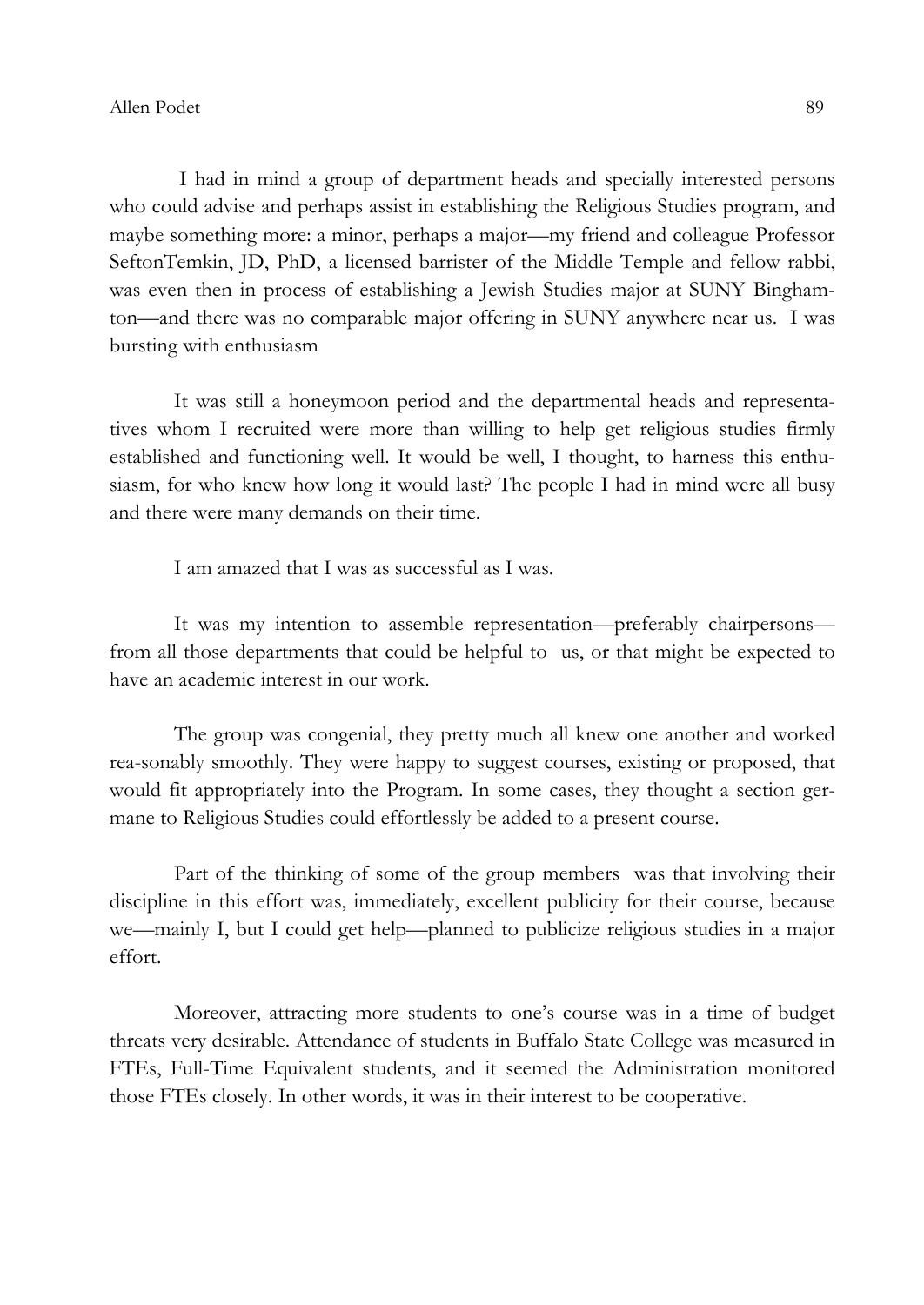I had in mind a group of department heads and specially interested persons who could advise and perhaps assist in establishing the Religious Studies program, and maybe something more: a minor, perhaps a major—my friend and colleague Professor SeftonTemkin, JD, PhD, a licensed barrister of the Middle Temple and fellow rabbi, was even then in process of establishing a Jewish Studies major at SUNY Binghamton—and there was no comparable major offering in SUNY anywhere near us. I was bursting with enthusiasm

It was still a honeymoon period and the departmental heads and representatives whom I recruited were more than willing to help get religious studies firmly established and functioning well. It would be well, I thought, to harness this enthusiasm, for who knew how long it would last? The people I had in mind were all busy and there were many demands on their time.

I am amazed that I was as successful as I was.

It was my intention to assemble representation—preferably chairpersons—from all those departments that could be helpful to us, or that might be expected to have an academic interest in our work.

The group was congenial, they pretty much all knew one another and worked rea-sonably smoothly. They were happy to suggest courses, existing or proposed, that would fit appropriately into the Program. In some cases, they thought a section germane to Religious Studies could effortlessly be added to a present course.

Part of the thinking of some of the group members was that involving their discipline in this effort was, immediately, excellent publicity for their course, because we—mainly I, but I could get help—planned to publicize religious studies in a major effort.

Moreover, attracting more students to one's course was in a time of budget threats very desirable. Attendance of students in Buffalo State College was measured in FTEs, Full-Time Equivalent students, and it seemed the Administration monitored those FTEs closely. In other words, it was in their interest to be cooperative.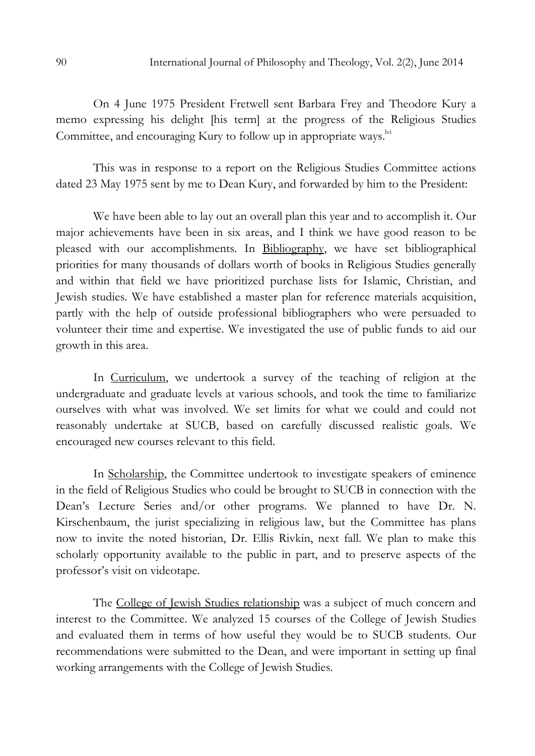On 4 June 1975 President Fretwell sent Barbara Frey and Theodore Kury a memo expressing his delight [his term] at the progress of the Religious Studies Committee, and encouraging Kury to follow up in appropriate ways.[lvi]

This was in response to a report on the Religious Studies Committee actions dated 23 May 1975 sent by me to Dean Kury, and forwarded by him to the President:

We have been able to lay out an overall plan this year and to accomplish it. Our major achievements have been in six areas, and I think we have good reason to be pleased with our accomplishments. In Bibliography, we have set bibliographical priorities for many thousands of dollars worth of books in Religious Studies generally and within that field we have prioritized purchase lists for Islamic, Christian, and Jewish studies. We have established a master plan for reference materials acquisition, partly with the help of outside professional bibliographers who were persuaded to volunteer their time and expertise. We investigated the use of public funds to aid our growth in this area.

In Curriculum, we undertook a survey of the teaching of religion at the undergraduate and graduate levels at various schools, and took the time to familiarize ourselves with what was involved. We set limits for what we could and could not reasonably undertake at SUCB, based on carefully discussed realistic goals. We encouraged new courses relevant to this field.

In Scholarship, the Committee undertook to investigate speakers of eminence in the field of Religious Studies who could be brought to SUCB in connection with the Dean's Lecture Series and/or other programs. We planned to have Dr. N. Kirschenbaum, the jurist specializing in religious law, but the Committee has plans now to invite the noted historian, Dr. Ellis Rivkin, next fall. We plan to make this scholarly opportunity available to the public in part, and to preserve aspects of the professor's visit on videotape.

The College of Jewish Studies relationship was a subject of much concern and interest to the Committee. We analyzed 15 courses of the College of Jewish Studies and evaluated them in terms of how useful they would be to SUCB students. Our recommendations were submitted to the Dean, and were important in setting up final working arrangements with the College of Jewish Studies.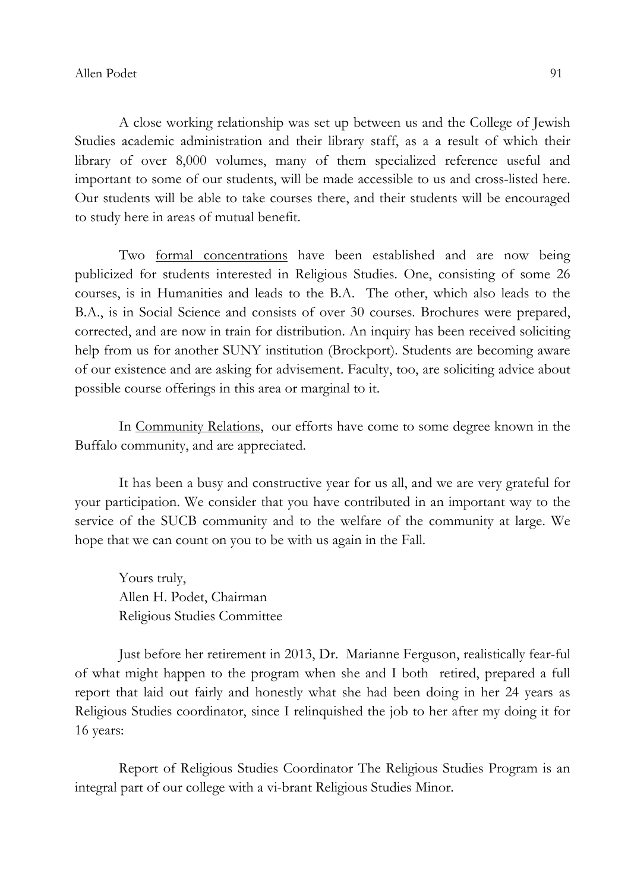A close working relationship was set up between us and the College of Jewish Studies academic administration and their library staff, as a a result of which their library of over 8,000 volumes, many of them specialized reference useful and important to some of our students, will be made accessible to us and cross-listed here. Our students will be able to take courses there, and their students will be encouraged to study here in areas of mutual benefit.

Two <u>formal concentrations</u> have been established and are now being publicized for students interested in Religious Studies. One, consisting of some 26 courses, is in Humanities and leads to the B.A. The other, which also leads to the B.A., is in Social Science and consists of over 30 courses. Brochures were prepared, corrected, and are now in train for distribution. An inquiry has been received soliciting help from us for another SUNY institution (Brockport). Students are becoming aware of our existence and are asking for advisement. Faculty, too, are soliciting advice about possible course offerings in this area or marginal to it.

In <u>Community Relations</u>, our efforts have come to some degree known in the Buffalo community, and are appreciated.

It has been a busy and constructive year for us all, and we are very grateful for your participation. We consider that you have contributed in an important way to the service of the SUCB community and to the welfare of the community at large. We hope that we can count on you to be with us again in the Fall.

Yours truly,
Allen H. Podet, Chairman
Religious Studies Committee

Just before her retirement in 2013, Dr. Marianne Ferguson, realistically fear-ful of what might happen to the program when she and I both retired, prepared a full report that laid out fairly and honestly what she had been doing in her 24 years as Religious Studies coordinator, since I relinquished the job to her after my doing it for 16 years:

Report of Religious Studies Coordinator The Religious Studies Program is an integral part of our college with a vi-brant Religious Studies Minor.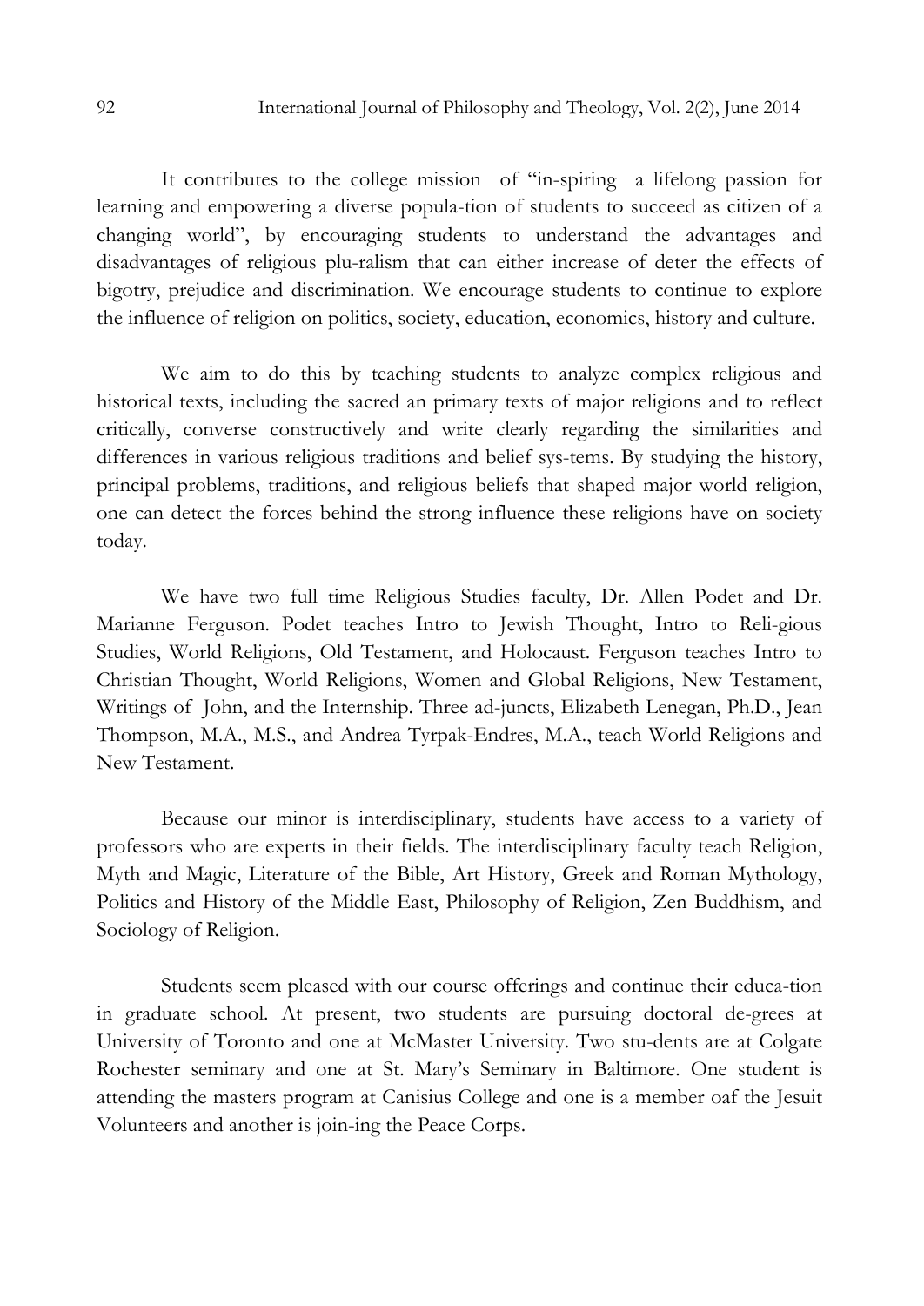It contributes to the college mission of "in-spiring a lifelong passion for learning and empowering a diverse popula-tion of students to succeed as citizen of a changing world", by encouraging students to understand the advantages and disadvantages of religious plu-ralism that can either increase of deter the effects of bigotry, prejudice and discrimination. We encourage students to continue to explore the influence of religion on politics, society, education, economics, history and culture.

We aim to do this by teaching students to analyze complex religious and historical texts, including the sacred an primary texts of major religions and to reflect critically, converse constructively and write clearly regarding the similarities and differences in various religious traditions and belief sys-tems. By studying the history, principal problems, traditions, and religious beliefs that shaped major world religion, one can detect the forces behind the strong influence these religions have on society today.

We have two full time Religious Studies faculty, Dr. Allen Podet and Dr. Marianne Ferguson. Podet teaches Intro to Jewish Thought, Intro to Reli-gious Studies, World Religions, Old Testament, and Holocaust. Ferguson teaches Intro to Christian Thought, World Religions, Women and Global Religions, New Testament, Writings of John, and the Internship. Three ad-juncts, Elizabeth Lenegan, Ph.D., Jean Thompson, M.A., M.S., and Andrea Tyrpak-Endres, M.A., teach World Religions and New Testament.

Because our minor is interdisciplinary, students have access to a variety of professors who are experts in their fields. The interdisciplinary faculty teach Religion, Myth and Magic, Literature of the Bible, Art History, Greek and Roman Mythology, Politics and History of the Middle East, Philosophy of Religion, Zen Buddhism, and Sociology of Religion.

Students seem pleased with our course offerings and continue their educa-tion in graduate school. At present, two students are pursuing doctoral de-grees at University of Toronto and one at McMaster University. Two stu-dents are at Colgate Rochester seminary and one at St. Mary's Seminary in Baltimore. One student is attending the masters program at Canisius College and one is a member oaf the Jesuit Volunteers and another is join-ing the Peace Corps.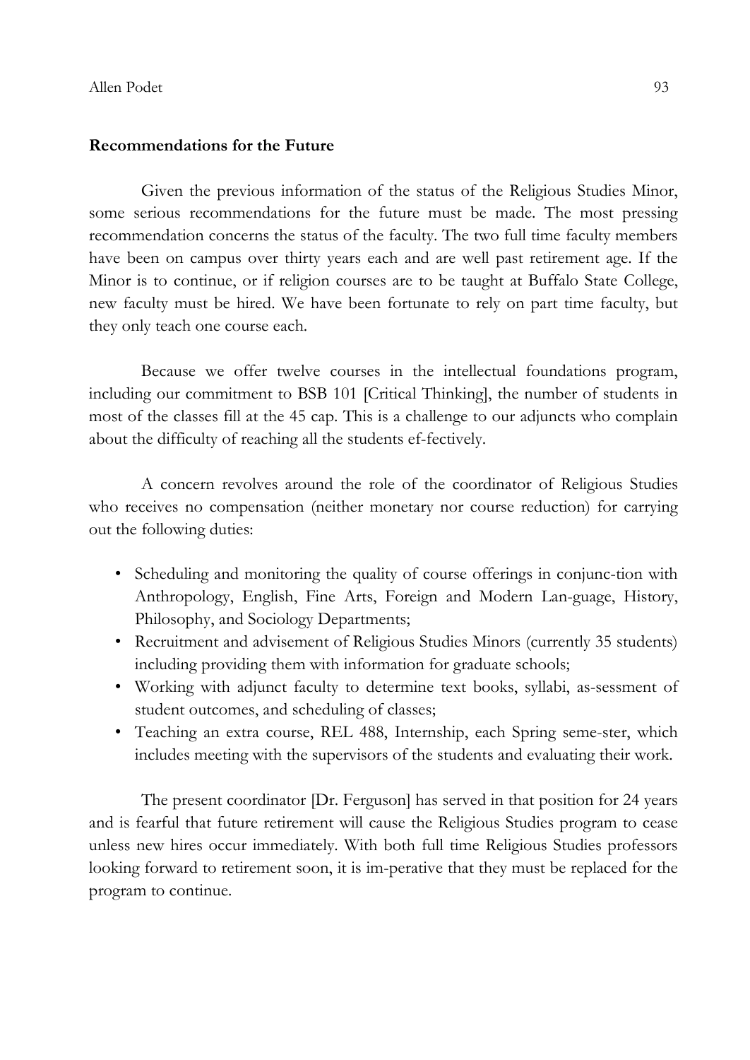**Recommendations for the Future**

Given the previous information of the status of the Religious Studies Minor, some serious recommendations for the future must be made. The most pressing recommendation concerns the status of the faculty. The two full time faculty members have been on campus over thirty years each and are well past retirement age. If the Minor is to continue, or if religion courses are to be taught at Buffalo State College, new faculty must be hired. We have been fortunate to rely on part time faculty, but they only teach one course each.

Because we offer twelve courses in the intellectual foundations program, including our commitment to BSB 101 [Critical Thinking], the number of students in most of the classes fill at the 45 cap. This is a challenge to our adjuncts who complain about the difficulty of reaching all the students ef-fectively.

A concern revolves around the role of the coordinator of Religious Studies who receives no compensation (neither monetary nor course reduction) for carrying out the following duties:

- Scheduling and monitoring the quality of course offerings in conjunc-tion with Anthropology, English, Fine Arts, Foreign and Modern Lan-guage, History, Philosophy, and Sociology Departments;
- Recruitment and advisement of Religious Studies Minors (currently 35 students) including providing them with information for graduate schools;
- Working with adjunct faculty to determine text books, syllabi, as-sessment of student outcomes, and scheduling of classes;
- Teaching an extra course, REL 488, Internship, each Spring seme-ster, which includes meeting with the supervisors of the students and evaluating their work.

The present coordinator [Dr. Ferguson] has served in that position for 24 years and is fearful that future retirement will cause the Religious Studies program to cease unless new hires occur immediately. With both full time Religious Studies professors looking forward to retirement soon, it is im-perative that they must be replaced for the program to continue.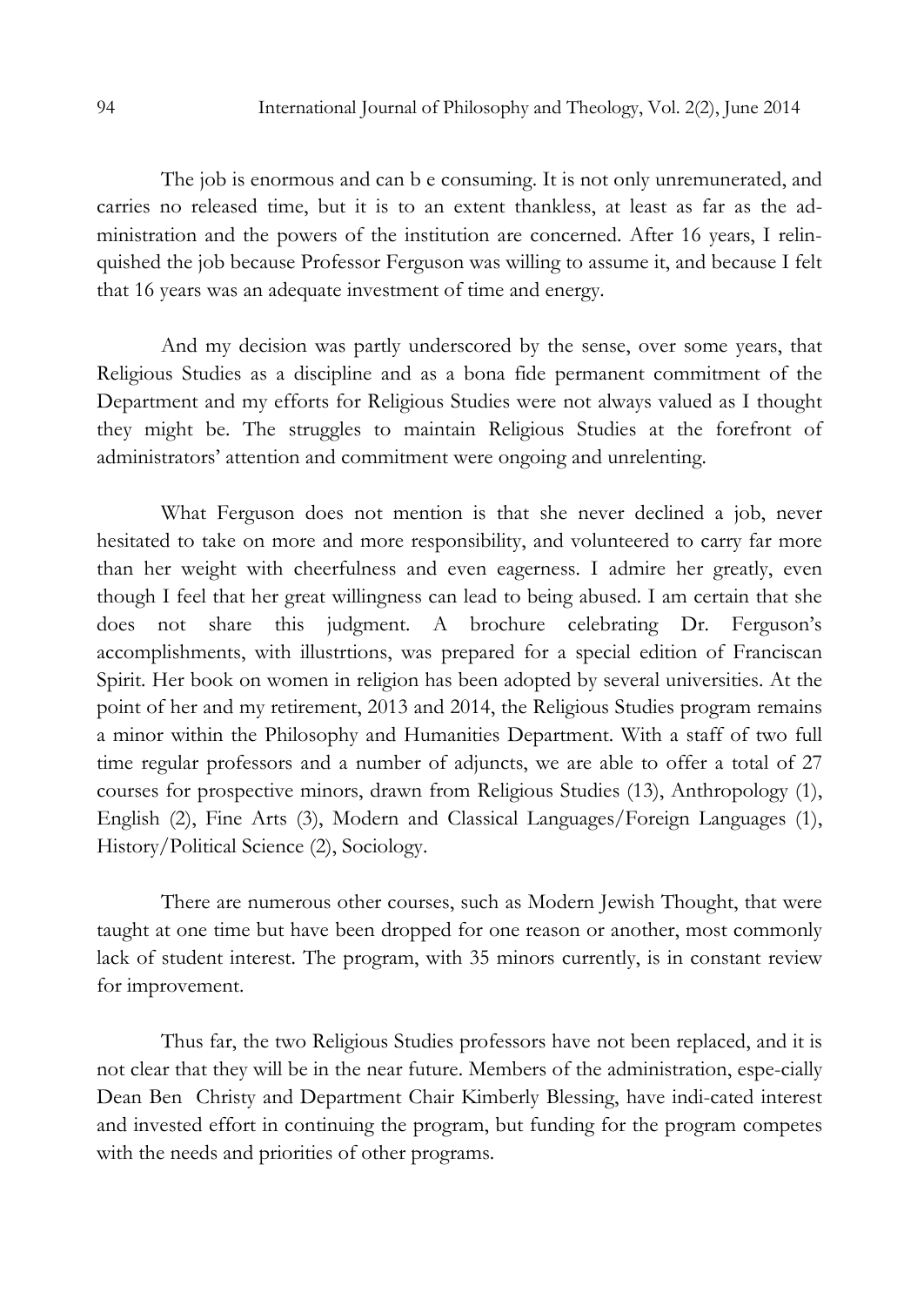The job is enormous and can b e consuming. It is not only unremunerated, and carries no released time, but it is to an extent thankless, at least as far as the administration and the powers of the institution are concerned. After 16 years, I relinquished the job because Professor Ferguson was willing to assume it, and because I felt that 16 years was an adequate investment of time and energy.

And my decision was partly underscored by the sense, over some years, that Religious Studies as a discipline and as a bona fide permanent commitment of the Department and my efforts for Religious Studies were not always valued as I thought they might be. The struggles to maintain Religious Studies at the forefront of administrators' attention and commitment were ongoing and unrelenting.

What Ferguson does not mention is that she never declined a job, never hesitated to take on more and more responsibility, and volunteered to carry far more than her weight with cheerfulness and even eagerness. I admire her greatly, even though I feel that her great willingness can lead to being abused. I am certain that she does not share this judgment. A brochure celebrating Dr. Ferguson's accomplishments, with illustrtions, was prepared for a special edition of Franciscan Spirit. Her book on women in religion has been adopted by several universities. At the point of her and my retirement, 2013 and 2014, the Religious Studies program remains a minor within the Philosophy and Humanities Department. With a staff of two full time regular professors and a number of adjuncts, we are able to offer a total of 27 courses for prospective minors, drawn from Religious Studies (13), Anthropology (1), English (2), Fine Arts (3), Modern and Classical Languages/Foreign Languages (1), History/Political Science (2), Sociology.

There are numerous other courses, such as Modern Jewish Thought, that were taught at one time but have been dropped for one reason or another, most commonly lack of student interest. The program, with 35 minors currently, is in constant review for improvement.

Thus far, the two Religious Studies professors have not been replaced, and it is not clear that they will be in the near future. Members of the administration, espe-cially Dean Ben Christy and Department Chair Kimberly Blessing, have indi-cated interest and invested effort in continuing the program, but funding for the program competes with the needs and priorities of other programs.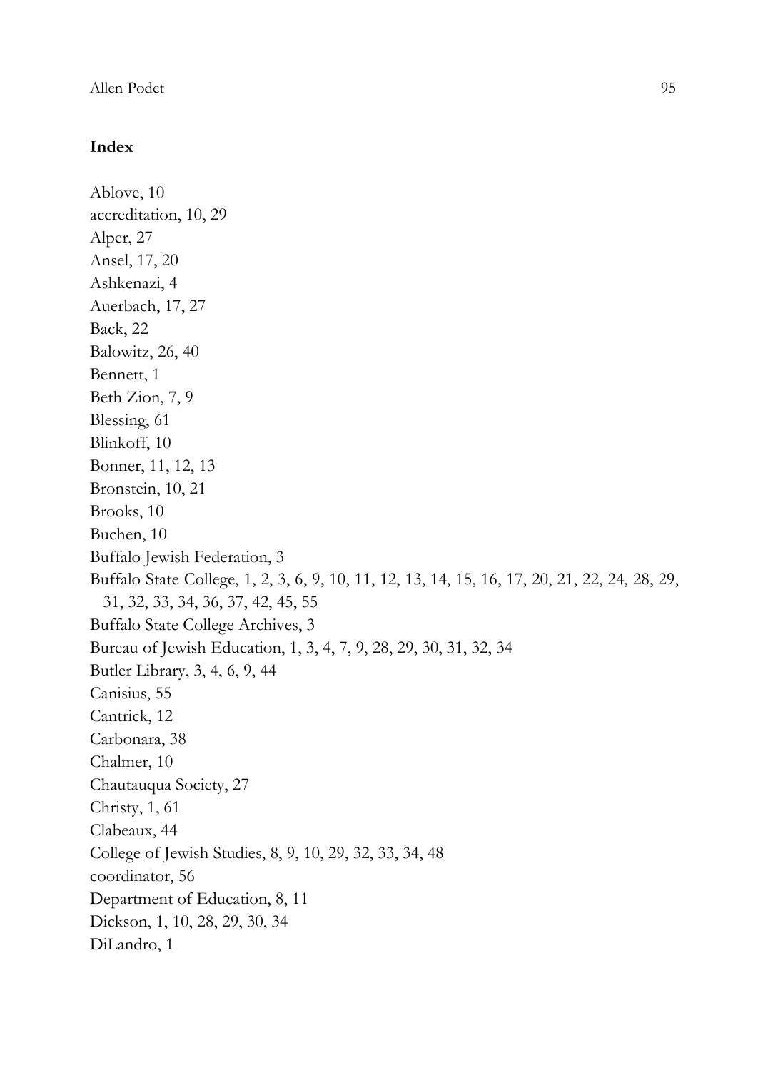## Index

Ablove, 10
accreditation, 10, 29
Alper, 27
Ansel, 17, 20
Ashkenazi, 4
Auerbach, 17, 27
Back, 22
Balowitz, 26, 40
Bennett, 1
Beth Zion, 7, 9
Blessing, 61
Blinkoff, 10
Bonner, 11, 12, 13
Bronstein, 10, 21
Brooks, 10
Buchen, 10
Buffalo Jewish Federation, 3
Buffalo State College, 1, 2, 3, 6, 9, 10, 11, 12, 13, 14, 15, 16, 17, 20, 21, 22, 24, 28, 29, 31, 32, 33, 34, 36, 37, 42, 45, 55
Buffalo State College Archives, 3
Bureau of Jewish Education, 1, 3, 4, 7, 9, 28, 29, 30, 31, 32, 34
Butler Library, 3, 4, 6, 9, 44
Canisius, 55
Cantrick, 12
Carbonara, 38
Chalmer, 10
Chautauqua Society, 27
Christy, 1, 61
Clabeaux, 44
College of Jewish Studies, 8, 9, 10, 29, 32, 33, 34, 48
coordinator, 56
Department of Education, 8, 11
Dickson, 1, 10, 28, 29, 30, 34
DiLandro, 1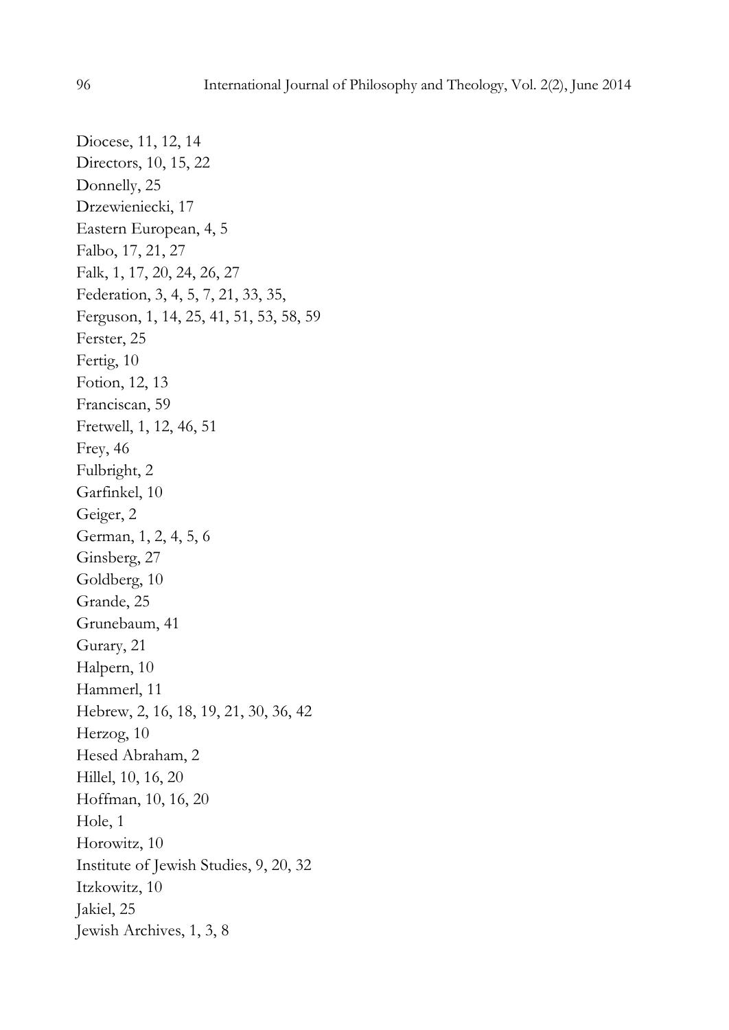Diocese, 11, 12, 14
Directors, 10, 15, 22
Donnelly, 25
Drzewieniecki, 17
Eastern European, 4, 5
Falbo, 17, 21, 27
Falk, 1, 17, 20, 24, 26, 27
Federation, 3, 4, 5, 7, 21, 33, 35,
Ferguson, 1, 14, 25, 41, 51, 53, 58, 59
Ferster, 25
Fertig, 10
Fotion, 12, 13
Franciscan, 59
Fretwell, 1, 12, 46, 51
Frey, 46
Fulbright, 2
Garfinkel, 10
Geiger, 2
German, 1, 2, 4, 5, 6
Ginsberg, 27
Goldberg, 10
Grande, 25
Grunebaum, 41
Gurary, 21
Halpern, 10
Hammerl, 11
Hebrew, 2, 16, 18, 19, 21, 30, 36, 42
Herzog, 10
Hesed Abraham, 2
Hillel, 10, 16, 20
Hoffman, 10, 16, 20
Hole, 1
Horowitz, 10
Institute of Jewish Studies, 9, 20, 32
Itzkowitz, 10
Jakiel, 25
Jewish Archives, 1, 3, 8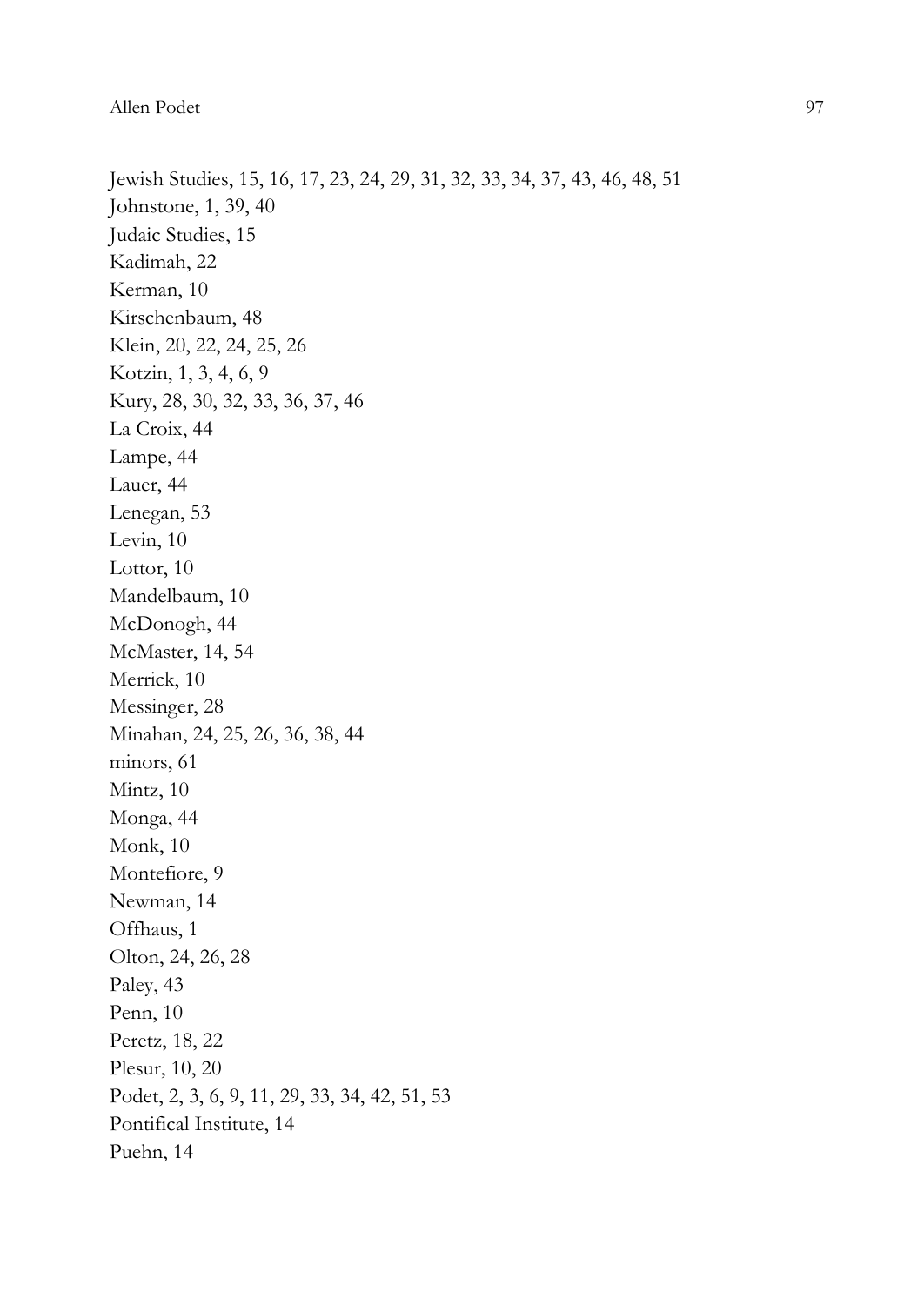Jewish Studies, 15, 16, 17, 23, 24, 29, 31, 32, 33, 34, 37, 43, 46, 48, 51
Johnstone, 1, 39, 40
Judaic Studies, 15
Kadimah, 22
Kerman, 10
Kirschenbaum, 48
Klein, 20, 22, 24, 25, 26
Kotzin, 1, 3, 4, 6, 9
Kury, 28, 30, 32, 33, 36, 37, 46
La Croix, 44
Lampe, 44
Lauer, 44
Lenegan, 53
Levin, 10
Lottor, 10
Mandelbaum, 10
McDonogh, 44
McMaster, 14, 54
Merrick, 10
Messinger, 28
Minahan, 24, 25, 26, 36, 38, 44
minors, 61
Mintz, 10
Monga, 44
Monk, 10
Montefiore, 9
Newman, 14
Offhaus, 1
Olton, 24, 26, 28
Paley, 43
Penn, 10
Peretz, 18, 22
Plesur, 10, 20
Podet, 2, 3, 6, 9, 11, 29, 33, 34, 42, 51, 53
Pontifical Institute, 14
Puehn, 14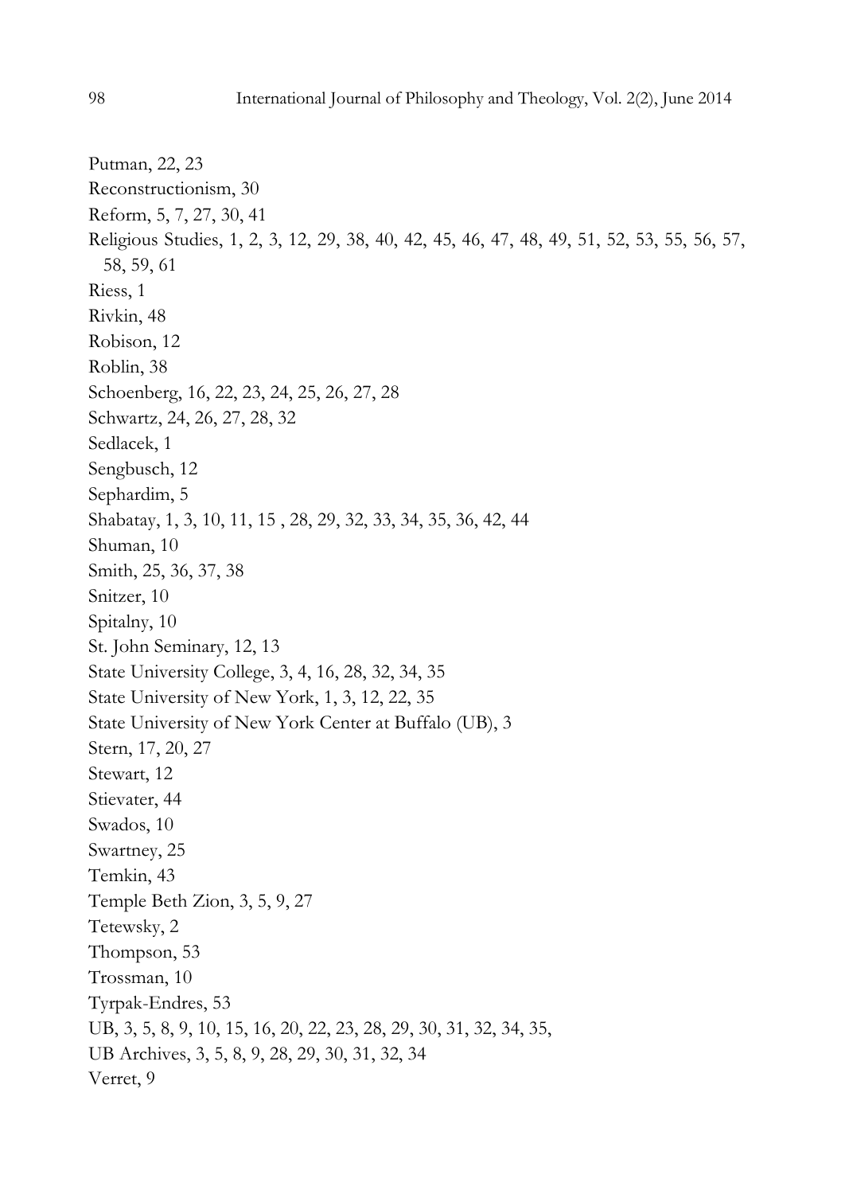Putman, 22, 23
Reconstructionism, 30
Reform, 5, 7, 27, 30, 41
Religious Studies, 1, 2, 3, 12, 29, 38, 40, 42, 45, 46, 47, 48, 49, 51, 52, 53, 55, 56, 57, 58, 59, 61
Riess, 1
Rivkin, 48
Robison, 12
Roblin, 38
Schoenberg, 16, 22, 23, 24, 25, 26, 27, 28
Schwartz, 24, 26, 27, 28, 32
Sedlacek, 1
Sengbusch, 12
Sephardim, 5
Shabatay, 1, 3, 10, 11, 15 , 28, 29, 32, 33, 34, 35, 36, 42, 44
Shuman, 10
Smith, 25, 36, 37, 38
Snitzer, 10
Spitalny, 10
St. John Seminary, 12, 13
State University College, 3, 4, 16, 28, 32, 34, 35
State University of New York, 1, 3, 12, 22, 35
State University of New York Center at Buffalo (UB), 3
Stern, 17, 20, 27
Stewart, 12
Stievater, 44
Swados, 10
Swartney, 25
Temkin, 43
Temple Beth Zion, 3, 5, 9, 27
Tetewsky, 2
Thompson, 53
Trossman, 10
Tyrpak-Endres, 53
UB, 3, 5, 8, 9, 10, 15, 16, 20, 22, 23, 28, 29, 30, 31, 32, 34, 35,
UB Archives, 3, 5, 8, 9, 28, 29, 30, 31, 32, 34
Verret, 9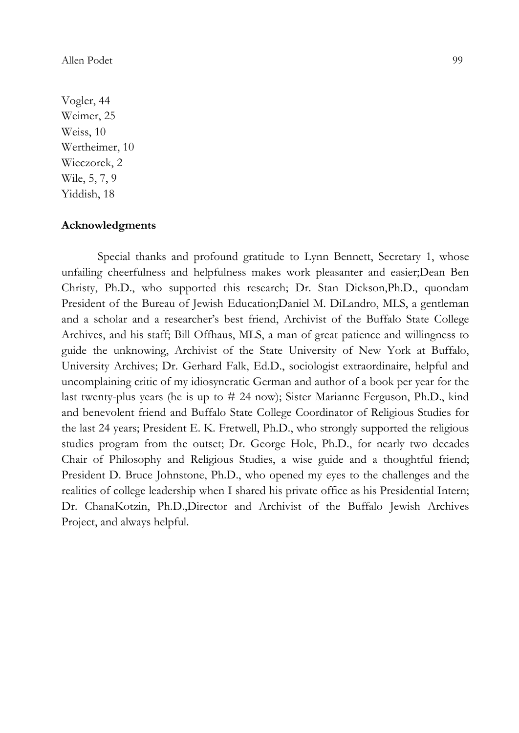Vogler, 44  
Weimer, 25  
Weiss, 10  
Wertheimer, 10  
Wieczorek, 2  
Wile, 5, 7, 9  
Yiddish, 18

## Acknowledgments

Special thanks and profound gratitude to Lynn Bennett, Secretary 1, whose unfailing cheerfulness and helpfulness makes work pleasanter and easier;Dean Ben Christy, Ph.D., who supported this research; Dr. Stan Dickson,Ph.D., quondam President of the Bureau of Jewish Education;Daniel M. DiLandro, MLS, a gentleman and a scholar and a researcher's best friend, Archivist of the Buffalo State College Archives, and his staff; Bill Offhaus, MLS, a man of great patience and willingness to guide the unknowing, Archivist of the State University of New York at Buffalo, University Archives; Dr. Gerhard Falk, Ed.D., sociologist extraordinaire, helpful and uncomplaining critic of my idiosyncratic German and author of a book per year for the last twenty-plus years (he is up to # 24 now); Sister Marianne Ferguson, Ph.D., kind and benevolent friend and Buffalo State College Coordinator of Religious Studies for the last 24 years; President E. K. Fretwell, Ph.D., who strongly supported the religious studies program from the outset; Dr. George Hole, Ph.D., for nearly two decades Chair of Philosophy and Religious Studies, a wise guide and a thoughtful friend; President D. Bruce Johnstone, Ph.D., who opened my eyes to the challenges and the realities of college leadership when I shared his private office as his Presidential Intern; Dr. ChanaKotzin, Ph.D.,Director and Archivist of the Buffalo Jewish Archives Project, and always helpful.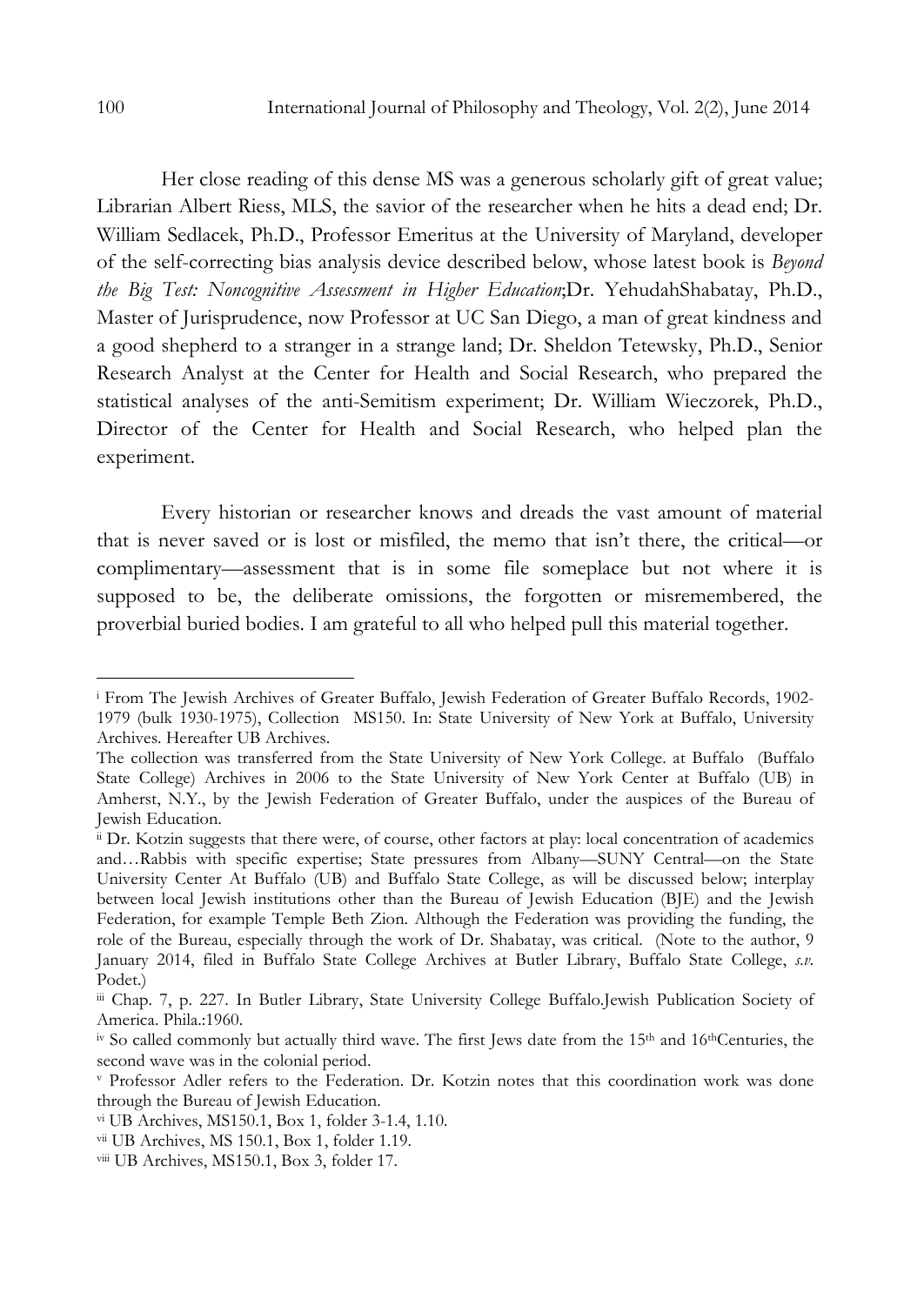Her close reading of this dense MS was a generous scholarly gift of great value; Librarian Albert Riess, MLS, the savior of the researcher when he hits a dead end; Dr. William Sedlacek, Ph.D., Professor Emeritus at the University of Maryland, developer of the self-correcting bias analysis device described below, whose latest book is *Beyond the Big Test: Noncognitive Assessment in Higher Education*;Dr. YehudahShabatay, Ph.D., Master of Jurisprudence, now Professor at UC San Diego, a man of great kindness and a good shepherd to a stranger in a strange land; Dr. Sheldon Tetewsky, Ph.D., Senior Research Analyst at the Center for Health and Social Research, who prepared the statistical analyses of the anti-Semitism experiment; Dr. William Wieczorek, Ph.D., Director of the Center for Health and Social Research, who helped plan the experiment.

Every historian or researcher knows and dreads the vast amount of material that is never saved or is lost or misfiled, the memo that isn't there, the critical—or complimentary—assessment that is in some file someplace but not where it is supposed to be, the deliberate omissions, the forgotten or misremembered, the proverbial buried bodies. I am grateful to all who helped pull this material together.

---

[i] From The Jewish Archives of Greater Buffalo, Jewish Federation of Greater Buffalo Records, 1902-1979 (bulk 1930-1975), Collection MS150. In: State University of New York at Buffalo, University Archives. Hereafter UB Archives.

The collection was transferred from the State University of New York College. at Buffalo (Buffalo State College) Archives in 2006 to the State University of New York Center at Buffalo (UB) in Amherst, N.Y., by the Jewish Federation of Greater Buffalo, under the auspices of the Bureau of Jewish Education.

[ii] Dr. Kotzin suggests that there were, of course, other factors at play: local concentration of academics and…Rabbis with specific expertise; State pressures from Albany—SUNY Central—on the State University Center At Buffalo (UB) and Buffalo State College, as will be discussed below; interplay between local Jewish institutions other than the Bureau of Jewish Education (BJE) and the Jewish Federation, for example Temple Beth Zion. Although the Federation was providing the funding, the role of the Bureau, especially through the work of Dr. Shabatay, was critical. (Note to the author, 9 January 2014, filed in Buffalo State College Archives at Butler Library, Buffalo State College, *s.v.* Podet.)

[iii] Chap. 7, p. 227. In Butler Library, State University College Buffalo.Jewish Publication Society of America. Phila.:1960.

[iv] So called commonly but actually third wave. The first Jews date from the 15th and 16thCenturies, the second wave was in the colonial period.

[v] Professor Adler refers to the Federation. Dr. Kotzin notes that this coordination work was done through the Bureau of Jewish Education.

[vi] UB Archives, MS150.1, Box 1, folder 3-1.4, 1.10.

[vii] UB Archives, MS 150.1, Box 1, folder 1.19.

[viii] UB Archives, MS150.1, Box 3, folder 17.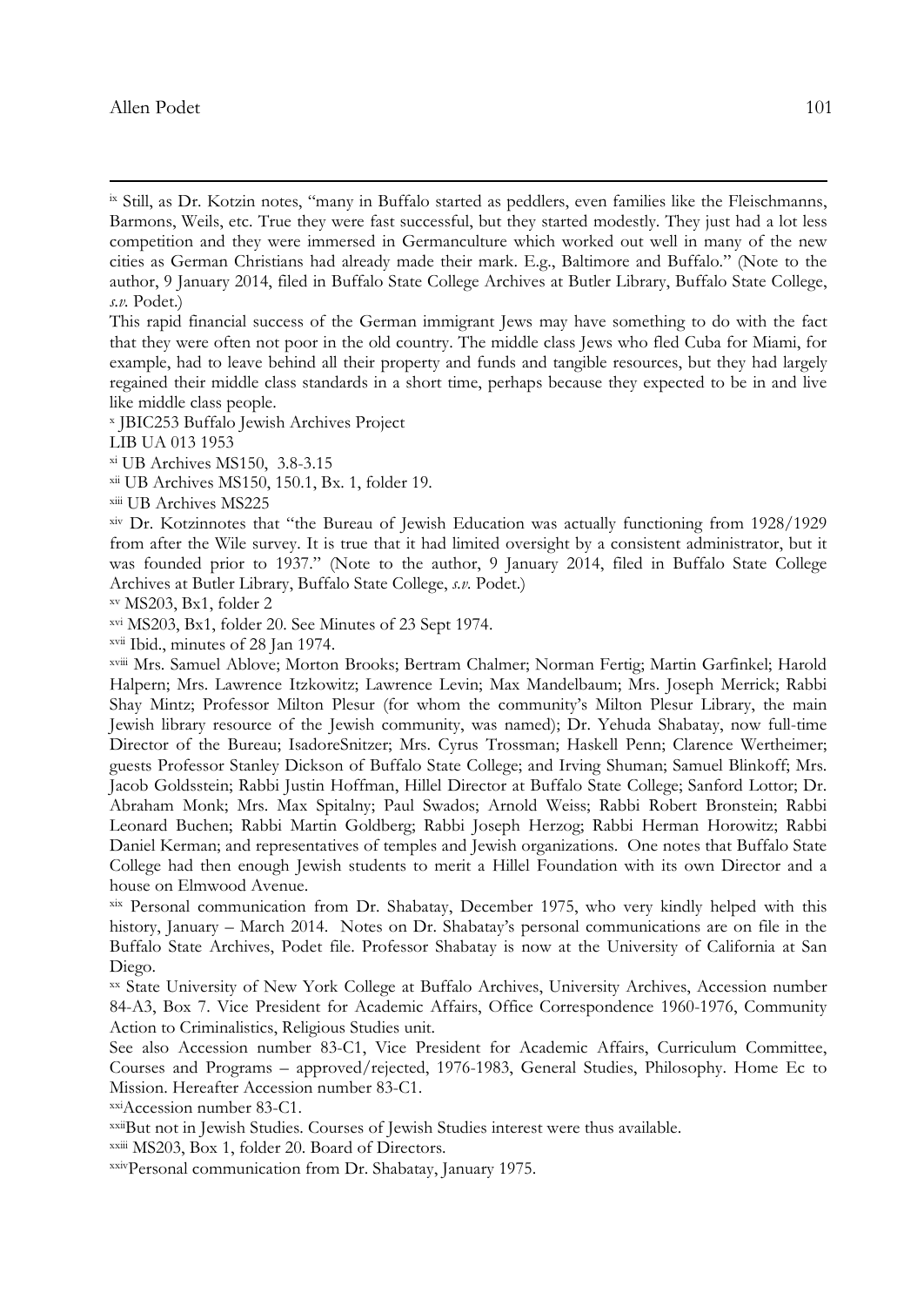[ix] Still, as Dr. Kotzin notes, "many in Buffalo started as peddlers, even families like the Fleischmanns, Barmons, Weils, etc. True they were fast successful, but they started modestly. They just had a lot less competition and they were immersed in Germanculture which worked out well in many of the new cities as German Christians had already made their mark. E.g., Baltimore and Buffalo." (Note to the author, 9 January 2014, filed in Buffalo State College Archives at Butler Library, Buffalo State College, *s.v.* Podet.)

This rapid financial success of the German immigrant Jews may have something to do with the fact that they were often not poor in the old country. The middle class Jews who fled Cuba for Miami, for example, had to leave behind all their property and funds and tangible resources, but they had largely regained their middle class standards in a short time, perhaps because they expected to be in and live like middle class people.

[x] JBIC253 Buffalo Jewish Archives Project

LIB UA 013 1953

[xi] UB Archives MS150, 3.8-3.15

[xii] UB Archives MS150, 150.1, Bx. 1, folder 19.

[xiii] UB Archives MS225

[xiv] Dr. Kotzinnotes that "the Bureau of Jewish Education was actually functioning from 1928/1929 from after the Wile survey. It is true that it had limited oversight by a consistent administrator, but it was founded prior to 1937." (Note to the author, 9 January 2014, filed in Buffalo State College Archives at Butler Library, Buffalo State College, *s.v.* Podet.)

[xv] MS203, Bx1, folder 2

[xvi] MS203, Bx1, folder 20. See Minutes of 23 Sept 1974.

[xvii] Ibid., minutes of 28 Jan 1974.

[xviii] Mrs. Samuel Ablove; Morton Brooks; Bertram Chalmer; Norman Fertig; Martin Garfinkel; Harold Halpern; Mrs. Lawrence Itzkowitz; Lawrence Levin; Max Mandelbaum; Mrs. Joseph Merrick; Rabbi Shay Mintz; Professor Milton Plesur (for whom the community's Milton Plesur Library, the main Jewish library resource of the Jewish community, was named); Dr. Yehuda Shabatay, now full-time Director of the Bureau; IsadoreSnitzer; Mrs. Cyrus Trossman; Haskell Penn; Clarence Wertheimer; guests Professor Stanley Dickson of Buffalo State College; and Irving Shuman; Samuel Blinkoff; Mrs. Jacob Goldsstein; Rabbi Justin Hoffman, Hillel Director at Buffalo State College; Sanford Lottor; Dr. Abraham Monk; Mrs. Max Spitalny; Paul Swados; Arnold Weiss; Rabbi Robert Bronstein; Rabbi Leonard Buchen; Rabbi Martin Goldberg; Rabbi Joseph Herzog; Rabbi Herman Horowitz; Rabbi Daniel Kerman; and representatives of temples and Jewish organizations. One notes that Buffalo State College had then enough Jewish students to merit a Hillel Foundation with its own Director and a house on Elmwood Avenue.

[xix] Personal communication from Dr. Shabatay, December 1975, who very kindly helped with this history, January – March 2014. Notes on Dr. Shabatay's personal communications are on file in the Buffalo State Archives, Podet file. Professor Shabatay is now at the University of California at San Diego.

[xx] State University of New York College at Buffalo Archives, University Archives, Accession number 84-A3, Box 7. Vice President for Academic Affairs, Office Correspondence 1960-1976, Community Action to Criminalistics, Religious Studies unit.

See also Accession number 83-C1, Vice President for Academic Affairs, Curriculum Committee, Courses and Programs – approved/rejected, 1976-1983, General Studies, Philosophy. Home Ec to Mission. Hereafter Accession number 83-C1.

[xxi] Accession number 83-C1.

[xxii] But not in Jewish Studies. Courses of Jewish Studies interest were thus available.

[xxiii] MS203, Box 1, folder 20. Board of Directors.

[xxiv] Personal communication from Dr. Shabatay, January 1975.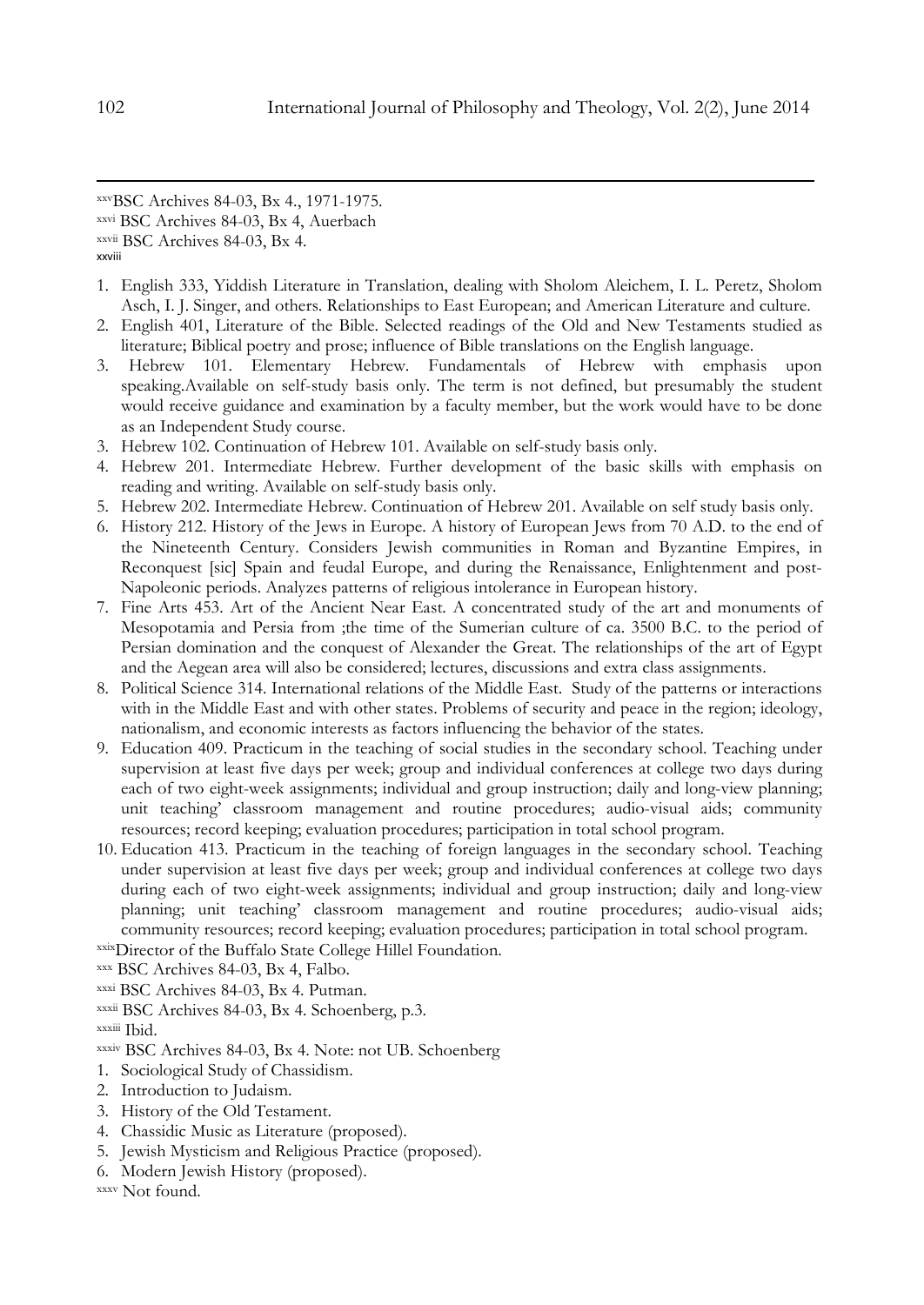[xxv]BSC Archives 84-03, Bx 4., 1971-1975.

[xxvi] BSC Archives 84-03, Bx 4, Auerbach

[xxvii] BSC Archives 84-03, Bx 4.

[xxviii]

1. English 333, Yiddish Literature in Translation, dealing with Sholom Aleichem, I. L. Peretz, Sholom Asch, I. J. Singer, and others. Relationships to East European; and American Literature and culture.
2. English 401, Literature of the Bible. Selected readings of the Old and New Testaments studied as literature; Biblical poetry and prose; influence of Bible translations on the English language.
3. Hebrew 101. Elementary Hebrew. Fundamentals of Hebrew with emphasis upon speaking.Available on self-study basis only. The term is not defined, but presumably the student would receive guidance and examination by a faculty member, but the work would have to be done as an Independent Study course.
3. Hebrew 102. Continuation of Hebrew 101. Available on self-study basis only.
4. Hebrew 201. Intermediate Hebrew. Further development of the basic skills with emphasis on reading and writing. Available on self-study basis only.
5. Hebrew 202. Intermediate Hebrew. Continuation of Hebrew 201. Available on self study basis only.
6. History 212. History of the Jews in Europe. A history of European Jews from 70 A.D. to the end of the Nineteenth Century. Considers Jewish communities in Roman and Byzantine Empires, in Reconquest [sic] Spain and feudal Europe, and during the Renaissance, Enlightenment and post-Napoleonic periods. Analyzes patterns of religious intolerance in European history.
7. Fine Arts 453. Art of the Ancient Near East. A concentrated study of the art and monuments of Mesopotamia and Persia from ;the time of the Sumerian culture of ca. 3500 B.C. to the period of Persian domination and the conquest of Alexander the Great. The relationships of the art of Egypt and the Aegean area will also be considered; lectures, discussions and extra class assignments.
8. Political Science 314. International relations of the Middle East. Study of the patterns or interactions with in the Middle East and with other states. Problems of security and peace in the region; ideology, nationalism, and economic interests as factors influencing the behavior of the states.
9. Education 409. Practicum in the teaching of social studies in the secondary school. Teaching under supervision at least five days per week; group and individual conferences at college two days during each of two eight-week assignments; individual and group instruction; daily and long-view planning; unit teaching' classroom management and routine procedures; audio-visual aids; community resources; record keeping; evaluation procedures; participation in total school program.
10. Education 413. Practicum in the teaching of foreign languages in the secondary school. Teaching under supervision at least five days per week; group and individual conferences at college two days during each of two eight-week assignments; individual and group instruction; daily and long-view planning; unit teaching' classroom management and routine procedures; audio-visual aids; community resources; record keeping; evaluation procedures; participation in total school program.

[xxix]Director of the Buffalo State College Hillel Foundation.

[xxx] BSC Archives 84-03, Bx 4, Falbo.

[xxxi] BSC Archives 84-03, Bx 4. Putman.

[xxxii] BSC Archives 84-03, Bx 4. Schoenberg, p.3.

[xxxiii] Ibid.

[xxxiv] BSC Archives 84-03, Bx 4. Note: not UB. Schoenberg

1. Sociological Study of Chassidism.
2. Introduction to Judaism.
3. History of the Old Testament.
4. Chassidic Music as Literature (proposed).
5. Jewish Mysticism and Religious Practice (proposed).
6. Modern Jewish History (proposed).

[xxxv] Not found.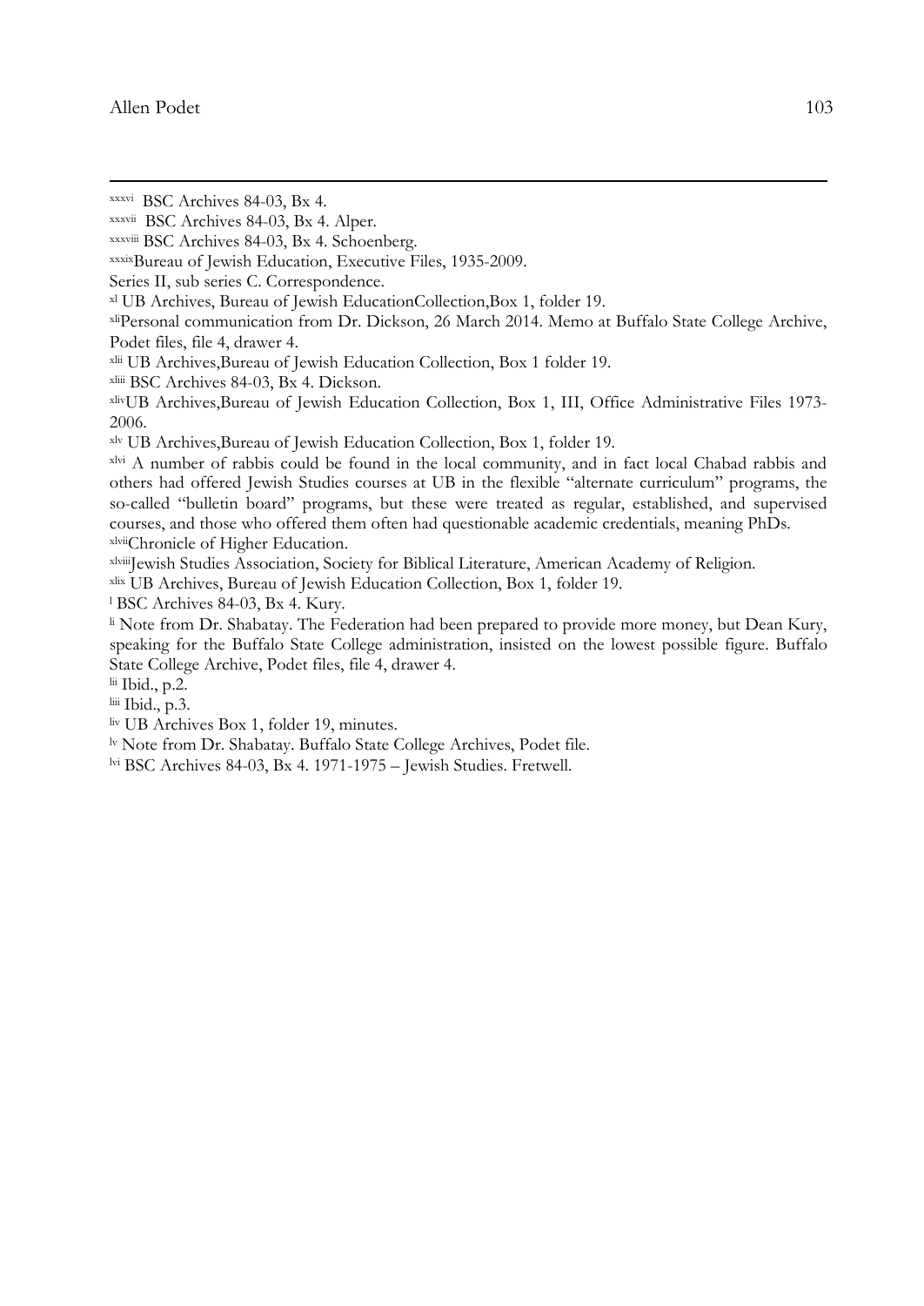[xxxvi] BSC Archives 84-03, Bx 4.

[xxxvii] BSC Archives 84-03, Bx 4. Alper.

[xxxviii] BSC Archives 84-03, Bx 4. Schoenberg.

[xxxix] Bureau of Jewish Education, Executive Files, 1935-2009.

Series II, sub series C. Correspondence.

[xl] UB Archives, Bureau of Jewish EducationCollection,Box 1, folder 19.

[xli] Personal communication from Dr. Dickson, 26 March 2014. Memo at Buffalo State College Archive, Podet files, file 4, drawer 4.

[xlii] UB Archives,Bureau of Jewish Education Collection, Box 1 folder 19.

[xliii] BSC Archives 84-03, Bx 4. Dickson.

[xliv] UB Archives,Bureau of Jewish Education Collection, Box 1, III, Office Administrative Files 1973-2006.

[xlv] UB Archives,Bureau of Jewish Education Collection, Box 1, folder 19.

[xlvi] A number of rabbis could be found in the local community, and in fact local Chabad rabbis and others had offered Jewish Studies courses at UB in the flexible "alternate curriculum" programs, the so-called "bulletin board" programs, but these were treated as regular, established, and supervised courses, and those who offered them often had questionable academic credentials, meaning PhDs.

[xlvii] Chronicle of Higher Education.

[xlviii] Jewish Studies Association, Society for Biblical Literature, American Academy of Religion.

[xlix] UB Archives, Bureau of Jewish Education Collection, Box 1, folder 19.

[l] BSC Archives 84-03, Bx 4. Kury.

[li] Note from Dr. Shabatay. The Federation had been prepared to provide more money, but Dean Kury, speaking for the Buffalo State College administration, insisted on the lowest possible figure. Buffalo State College Archive, Podet files, file 4, drawer 4.

[lii] Ibid., p.2.

[liii] Ibid., p.3.

[liv] UB Archives Box 1, folder 19, minutes.

[lv] Note from Dr. Shabatay. Buffalo State College Archives, Podet file.

[lvi] BSC Archives 84-03, Bx 4. 1971-1975 – Jewish Studies. Fretwell.